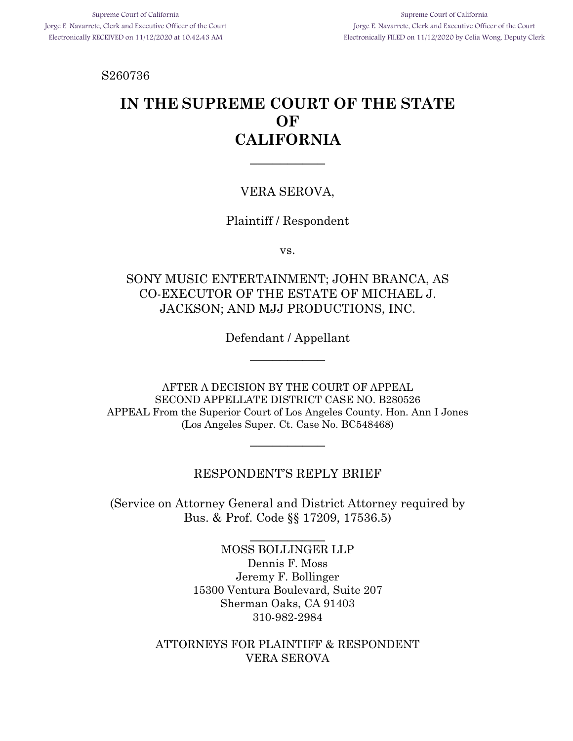Supreme Court of California
Jorge E. Navarrete, Clerk and Executive Officer of the Court
Electronically RECEIVED on 11/12/2020 at 10:42:43 AM

Supreme Court of California
Jorge E. Navarrete, Clerk and Executive Officer of the Court
Electronically FILED on 11/12/2020 by Celia Wong, Deputy Clerk

S260736

# IN THE SUPREME COURT OF THE STATE OF CALIFORNIA

---

VERA SEROVA,

Plaintiff / Respondent

vs.

SONY MUSIC ENTERTAINMENT; JOHN BRANCA, AS CO-EXECUTOR OF THE ESTATE OF MICHAEL J. JACKSON; AND MJJ PRODUCTIONS, INC.

Defendant / Appellant

---

AFTER A DECISION BY THE COURT OF APPEAL
SECOND APPELLATE DISTRICT CASE NO. B280526
APPEAL From the Superior Court of Los Angeles County. Hon. Ann I Jones
(Los Angeles Super. Ct. Case No. BC548468)

---

RESPONDENT'S REPLY BRIEF

(Service on Attorney General and District Attorney required by Bus. & Prof. Code §§ 17209, 17536.5)

---

MOSS BOLLINGER LLP
Dennis F. Moss
Jeremy F. Bollinger
15300 Ventura Boulevard, Suite 207
Sherman Oaks, CA 91403
310-982-2984

ATTORNEYS FOR PLAINTIFF & RESPONDENT
VERA SEROVA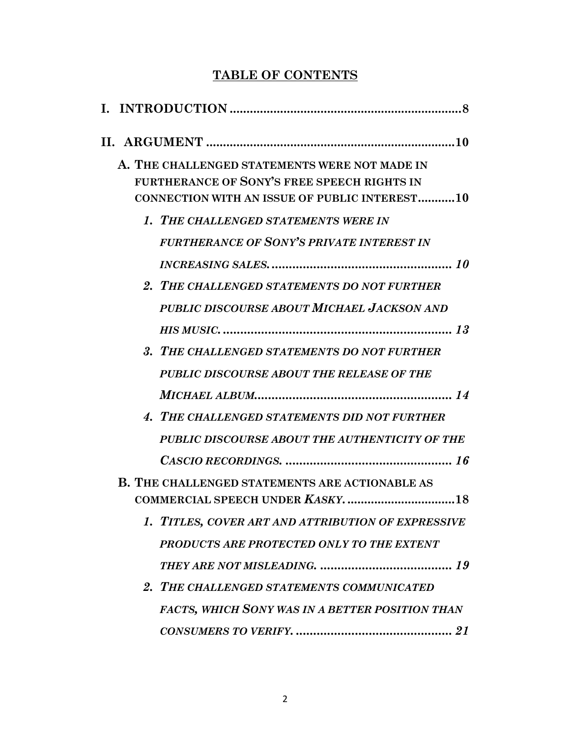## TABLE OF CONTENTS

**I. INTRODUCTION ........................................................................ 8**

**II. ARGUMENT .......................................................................... 10**

- **A. THE CHALLENGED STATEMENTS WERE NOT MADE IN FURTHERANCE OF SONY'S FREE SPEECH RIGHTS IN CONNECTION WITH AN ISSUE OF PUBLIC INTEREST ........... 10**
  - ***1. THE CHALLENGED STATEMENTS WERE IN FURTHERANCE OF SONY'S PRIVATE INTEREST IN INCREASING SALES. ..................................................... 10***
  - ***2. THE CHALLENGED STATEMENTS DO NOT FURTHER PUBLIC DISCOURSE ABOUT MICHAEL JACKSON AND HIS MUSIC. ..................................................................... 13***
  - ***3. THE CHALLENGED STATEMENTS DO NOT FURTHER PUBLIC DISCOURSE ABOUT THE RELEASE OF THE MICHAEL ALBUM. ......................................................... 14***
  - ***4. THE CHALLENGED STATEMENTS DID NOT FURTHER PUBLIC DISCOURSE ABOUT THE AUTHENTICITY OF THE CASCIO RECORDINGS. ................................................. 16***
- **B. THE CHALLENGED STATEMENTS ARE ACTIONABLE AS COMMERCIAL SPEECH UNDER *KASKY*. ................................ 18**
  - ***1. TITLES, COVER ART AND ATTRIBUTION OF EXPRESSIVE PRODUCTS ARE PROTECTED ONLY TO THE EXTENT THEY ARE NOT MISLEADING. ...................................... 19***
  - ***2. THE CHALLENGED STATEMENTS COMMUNICATED FACTS, WHICH SONY WAS IN A BETTER POSITION THAN CONSUMERS TO VERIFY. ............................................. 21***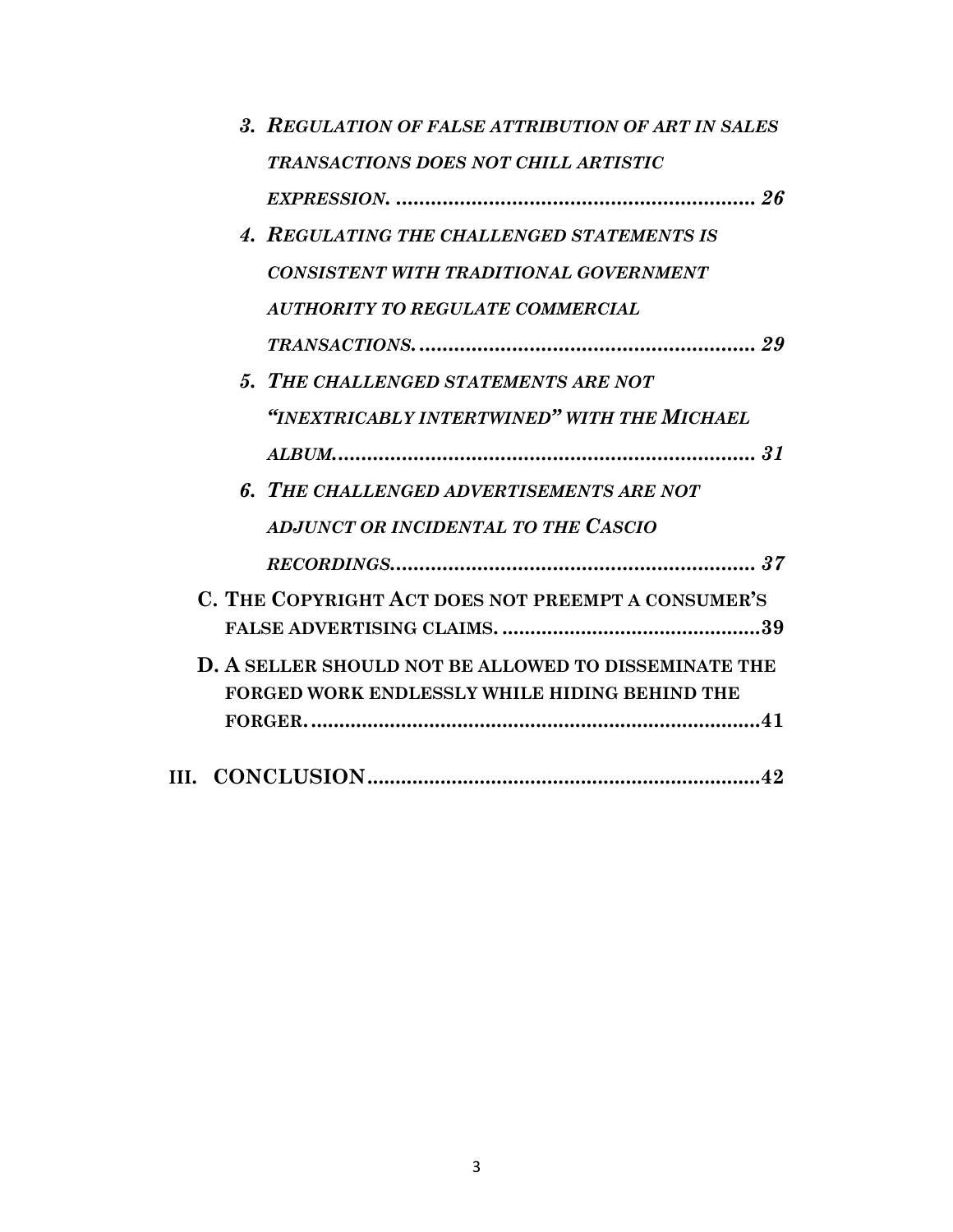*3. REGULATION OF FALSE ATTRIBUTION OF ART IN SALES TRANSACTIONS DOES NOT CHILL ARTISTIC EXPRESSION.* ........................................................... *26*

*4. REGULATING THE CHALLENGED STATEMENTS IS CONSISTENT WITH TRADITIONAL GOVERNMENT AUTHORITY TO REGULATE COMMERCIAL TRANSACTIONS.* ........................................................ *29*

*5. THE CHALLENGED STATEMENTS ARE NOT "INEXTRICABLY INTERTWINED" WITH THE MICHAEL ALBUM.* ...................................................................... *31*

*6. THE CHALLENGED ADVERTISEMENTS ARE NOT ADJUNCT OR INCIDENTAL TO THE CASCIO RECORDINGS.* ............................................................ *37*

**C. THE COPYRIGHT ACT DOES NOT PREEMPT A CONSUMER'S FALSE ADVERTISING CLAIMS.** ............................................**39**

**D. A SELLER SHOULD NOT BE ALLOWED TO DISSEMINATE THE FORGED WORK ENDLESSLY WHILE HIDING BEHIND THE FORGER.** ..............................................................................**41**

**III. CONCLUSION** ....................................................................**42**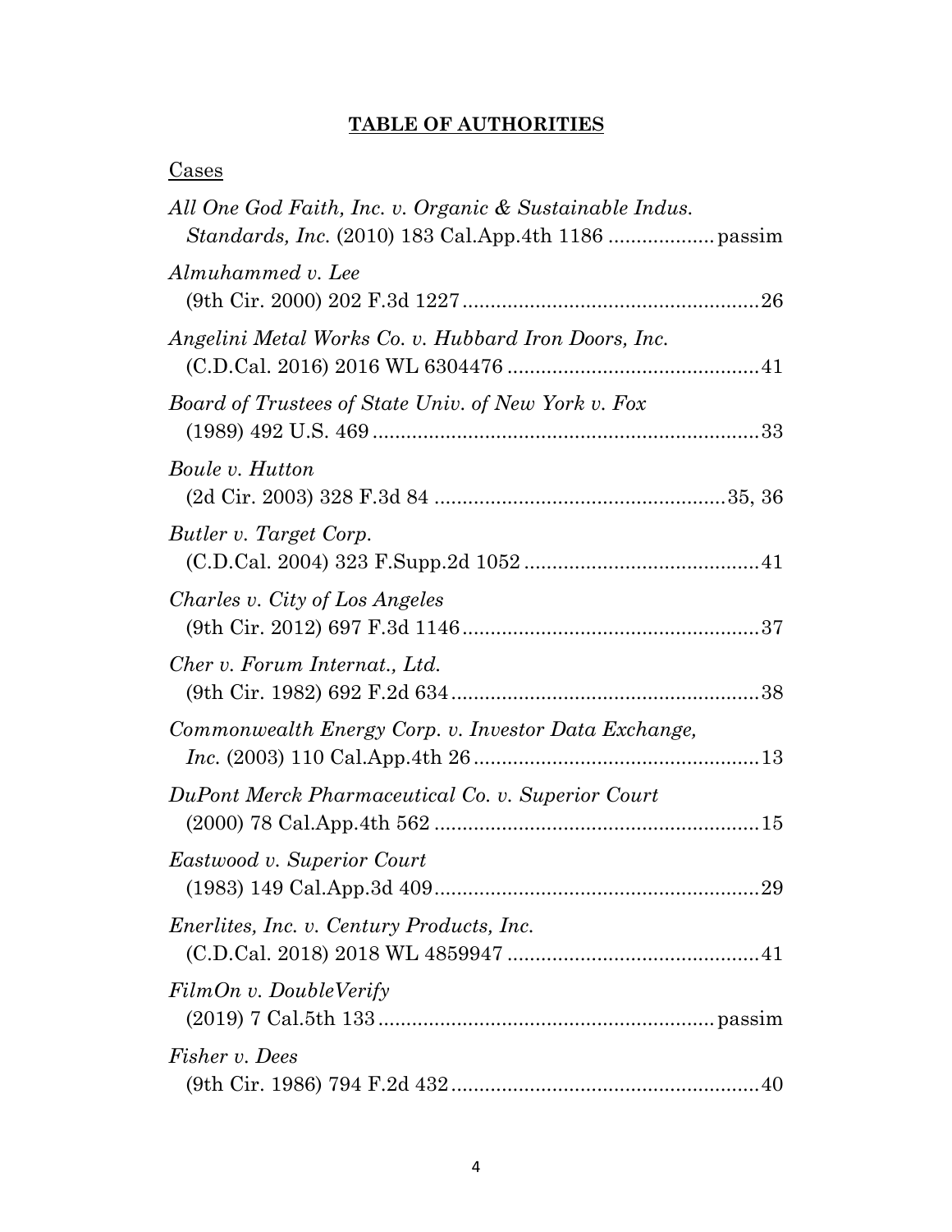## **TABLE OF AUTHORITIES**

Cases

*All One God Faith, Inc. v. Organic & Sustainable Indus. Standards, Inc.* (2010) 183 Cal.App.4th 1186 .................. passim

*Almuhammed v. Lee* (9th Cir. 2000) 202 F.3d 1227 .................................................... 26

*Angelini Metal Works Co. v. Hubbard Iron Doors, Inc.* (C.D.Cal. 2016) 2016 WL 6304476 ............................................ 41

*Board of Trustees of State Univ. of New York v. Fox* (1989) 492 U.S. 469 .................................................................... 33

*Boule v. Hutton* (2d Cir. 2003) 328 F.3d 84 ................................................... 35, 36

*Butler v. Target Corp.* (C.D.Cal. 2004) 323 F.Supp.2d 1052 ......................................... 41

*Charles v. City of Los Angeles* (9th Cir. 2012) 697 F.3d 1146 .................................................... 37

*Cher v. Forum Internat., Ltd.* (9th Cir. 1982) 692 F.2d 634 ...................................................... 38

*Commonwealth Energy Corp. v. Investor Data Exchange, Inc.* (2003) 110 Cal.App.4th 26 .................................................. 13

*DuPont Merck Pharmaceutical Co. v. Superior Court* (2000) 78 Cal.App.4th 562 ......................................................... 15

*Eastwood v. Superior Court* (1983) 149 Cal.App.3d 409 ......................................................... 29

*Enerlites, Inc. v. Century Products, Inc.* (C.D.Cal. 2018) 2018 WL 4859947 ............................................ 41

*FilmOn v. DoubleVerify* (2019) 7 Cal.5th 133 ........................................................... passim

*Fisher v. Dees* (9th Cir. 1986) 794 F.2d 432 ...................................................... 40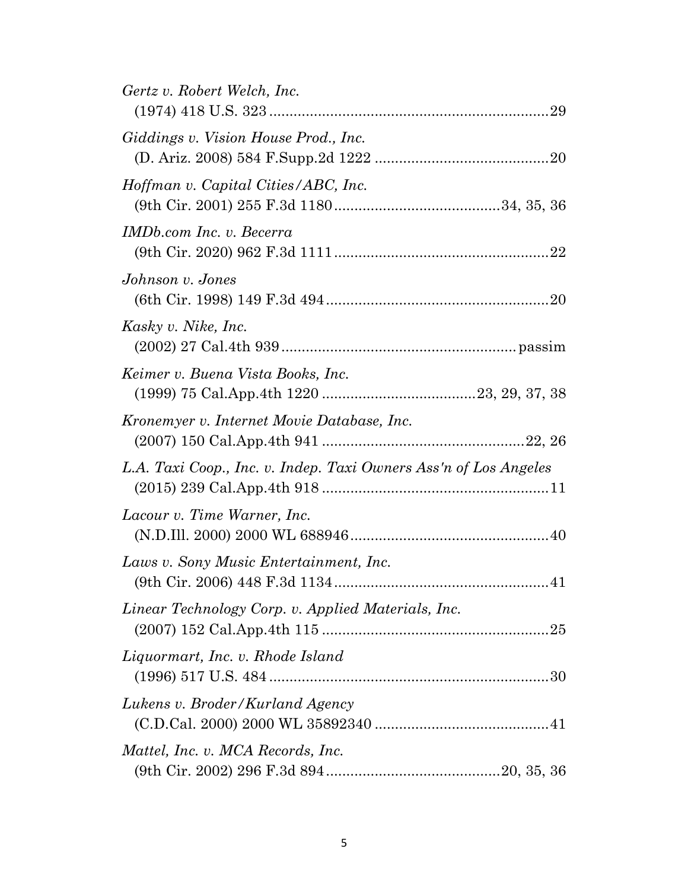*Gertz v. Robert Welch, Inc.*
(1974) 418 U.S. 323 .................................................................... 29

*Giddings v. Vision House Prod., Inc.*
(D. Ariz. 2008) 584 F.Supp.2d 1222 .......................................... 20

*Hoffman v. Capital Cities/ABC, Inc.*
(9th Cir. 2001) 255 F.3d 1180 ........................................ 34, 35, 36

*IMDb.com Inc. v. Becerra*
(9th Cir. 2020) 962 F.3d 1111 .................................................... 22

*Johnson v. Jones*
(6th Cir. 1998) 149 F.3d 494 ...................................................... 20

*Kasky v. Nike, Inc.*
(2002) 27 Cal.4th 939 ......................................................... passim

*Keimer v. Buena Vista Books, Inc.*
(1999) 75 Cal.App.4th 1220 ..................................... 23, 29, 37, 38

*Kronemyer v. Internet Movie Database, Inc.*
(2007) 150 Cal.App.4th 941 ................................................. 22, 26

*L.A. Taxi Coop., Inc. v. Indep. Taxi Owners Ass'n of Los Angeles*
(2015) 239 Cal.App.4th 918 ....................................................... 11

*Lacour v. Time Warner, Inc.*
(N.D.Ill. 2000) 2000 WL 688946 ................................................ 40

*Laws v. Sony Music Entertainment, Inc.*
(9th Cir. 2006) 448 F.3d 1134 .................................................... 41

*Linear Technology Corp. v. Applied Materials, Inc.*
(2007) 152 Cal.App.4th 115 ....................................................... 25

*Liquormart, Inc. v. Rhode Island*
(1996) 517 U.S. 484 .................................................................... 30

*Lukens v. Broder/Kurland Agency*
(C.D.Cal. 2000) 2000 WL 35892340 .......................................... 41

*Mattel, Inc. v. MCA Records, Inc.*
(9th Cir. 2002) 296 F.3d 894 .......................................... 20, 35, 36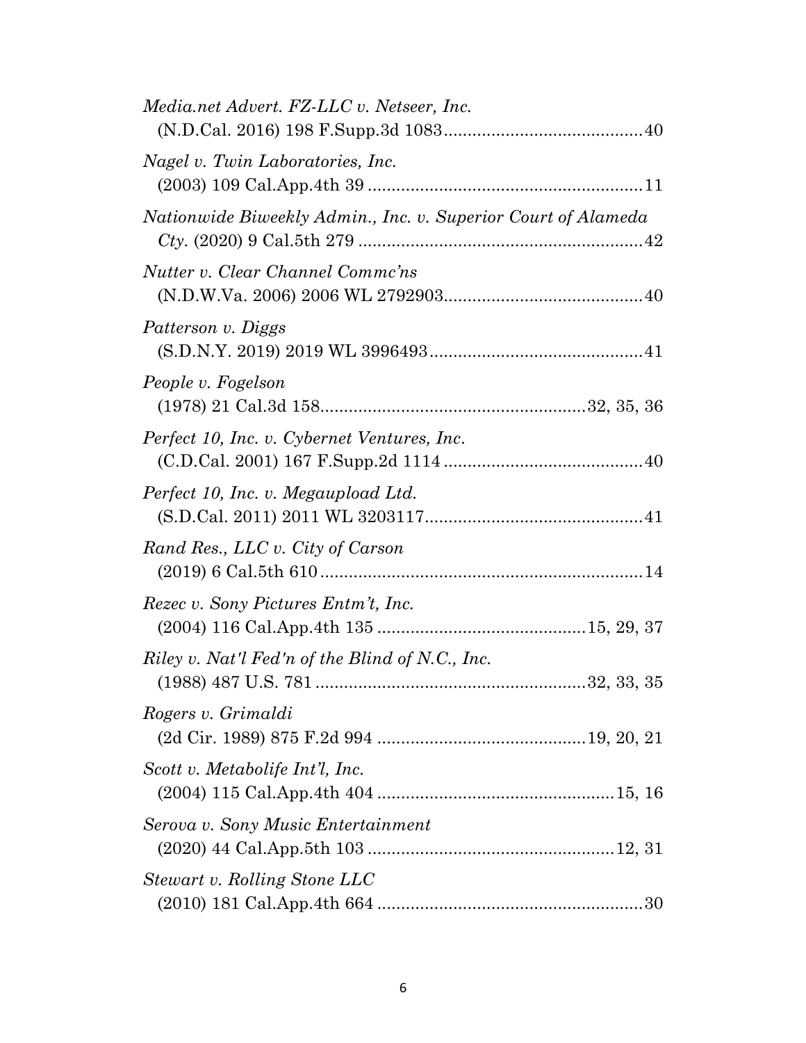*Media.net Advert. FZ-LLC v. Netseer, Inc.*
(N.D.Cal. 2016) 198 F.Supp.3d 1083 .......................................... 40

*Nagel v. Twin Laboratories, Inc.*
(2003) 109 Cal.App.4th 39 .......................................................... 11

*Nationwide Biweekly Admin., Inc. v. Superior Court of Alameda Cty.* (2020) 9 Cal.5th 279 ........................................................... 42

*Nutter v. Clear Channel Commc'ns*
(N.D.W.Va. 2006) 2006 WL 2792903.......................................... 40

*Patterson v. Diggs*
(S.D.N.Y. 2019) 2019 WL 3996493............................................. 41

*People v. Fogelson*
(1978) 21 Cal.3d 158........................................................ 32, 35, 36

*Perfect 10, Inc. v. Cybernet Ventures, Inc.*
(C.D.Cal. 2001) 167 F.Supp.2d 1114 .......................................... 40

*Perfect 10, Inc. v. Megaupload Ltd.*
(S.D.Cal. 2011) 2011 WL 3203117.............................................. 41

*Rand Res., LLC v. City of Carson*
(2019) 6 Cal.5th 610 .................................................................... 14

*Rezec v. Sony Pictures Entm't, Inc.*
(2004) 116 Cal.App.4th 135 ............................................ 15, 29, 37

*Riley v. Nat'l Fed'n of the Blind of N.C., Inc.*
(1988) 487 U.S. 781 ......................................................... 32, 33, 35

*Rogers v. Grimaldi*
(2d Cir. 1989) 875 F.2d 994 ............................................ 19, 20, 21

*Scott v. Metabolife Int'l, Inc.*
(2004) 115 Cal.App.4th 404 .................................................. 15, 16

*Serova v. Sony Music Entertainment*
(2020) 44 Cal.App.5th 103 .................................................... 12, 31

*Stewart v. Rolling Stone LLC*
(2010) 181 Cal.App.4th 664 ........................................................ 30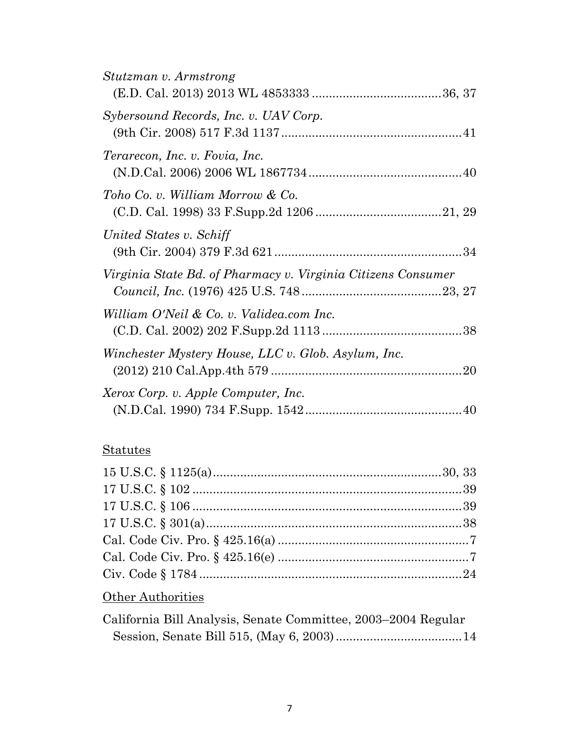*Stutzman v. Armstrong*
(E.D. Cal. 2013) 2013 WL 4853333 .....................................36, 37

*Sybersound Records, Inc. v. UAV Corp.*
(9th Cir. 2008) 517 F.3d 1137....................................................41

*Terarecon, Inc. v. Fovia, Inc.*
(N.D.Cal. 2006) 2006 WL 1867734............................................40

*Toho Co. v. William Morrow & Co.*
(C.D. Cal. 1998) 33 F.Supp.2d 1206 ....................................21, 29

*United States v. Schiff*
(9th Cir. 2004) 379 F.3d 621......................................................34

*Virginia State Bd. of Pharmacy v. Virginia Citizens Consumer Council, Inc.* (1976) 425 U.S. 748........................................23, 27

*William O'Neil & Co. v. Validea.com Inc.*
(C.D. Cal. 2002) 202 F.Supp.2d 1113 ........................................38

*Winchester Mystery House, LLC v. Glob. Asylum, Inc.*
(2012) 210 Cal.App.4th 579 .......................................................20

*Xerox Corp. v. Apple Computer, Inc.*
(N.D.Cal. 1990) 734 F.Supp. 1542.............................................40

## Statutes

15 U.S.C. § 1125(a)...................................................................30, 33
17 U.S.C. § 102 ..............................................................................39
17 U.S.C. § 106 ..............................................................................39
17 U.S.C. § 301(a)...........................................................................38
Cal. Code Civ. Pro. § 425.16(a) .......................................................7
Cal. Code Civ. Pro. § 425.16(e) .......................................................7
Civ. Code § 1784 ............................................................................24

## Other Authorities

California Bill Analysis, Senate Committee, 2003–2004 Regular Session, Senate Bill 515, (May 6, 2003) ....................................14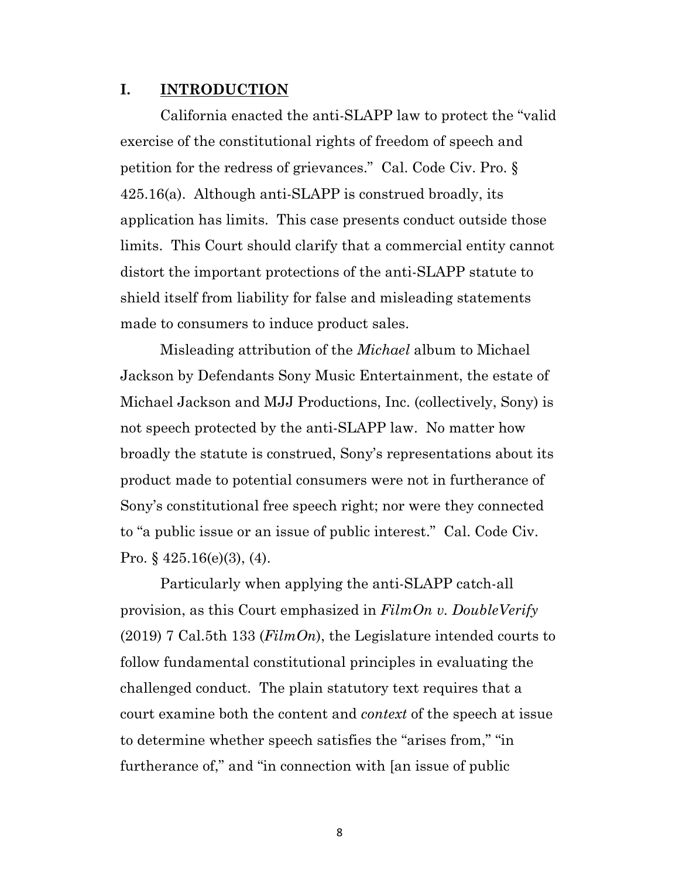## I. INTRODUCTION

California enacted the anti-SLAPP law to protect the "valid exercise of the constitutional rights of freedom of speech and petition for the redress of grievances." Cal. Code Civ. Pro. § 425.16(a). Although anti-SLAPP is construed broadly, its application has limits. This case presents conduct outside those limits. This Court should clarify that a commercial entity cannot distort the important protections of the anti-SLAPP statute to shield itself from liability for false and misleading statements made to consumers to induce product sales.

Misleading attribution of the *Michael* album to Michael Jackson by Defendants Sony Music Entertainment, the estate of Michael Jackson and MJJ Productions, Inc. (collectively, Sony) is not speech protected by the anti-SLAPP law. No matter how broadly the statute is construed, Sony's representations about its product made to potential consumers were not in furtherance of Sony's constitutional free speech right; nor were they connected to "a public issue or an issue of public interest." Cal. Code Civ. Pro. § 425.16(e)(3), (4).

Particularly when applying the anti-SLAPP catch-all provision, as this Court emphasized in *FilmOn v. DoubleVerify* (2019) 7 Cal.5th 133 (*FilmOn*), the Legislature intended courts to follow fundamental constitutional principles in evaluating the challenged conduct. The plain statutory text requires that a court examine both the content and *context* of the speech at issue to determine whether speech satisfies the "arises from," "in furtherance of," and "in connection with [an issue of public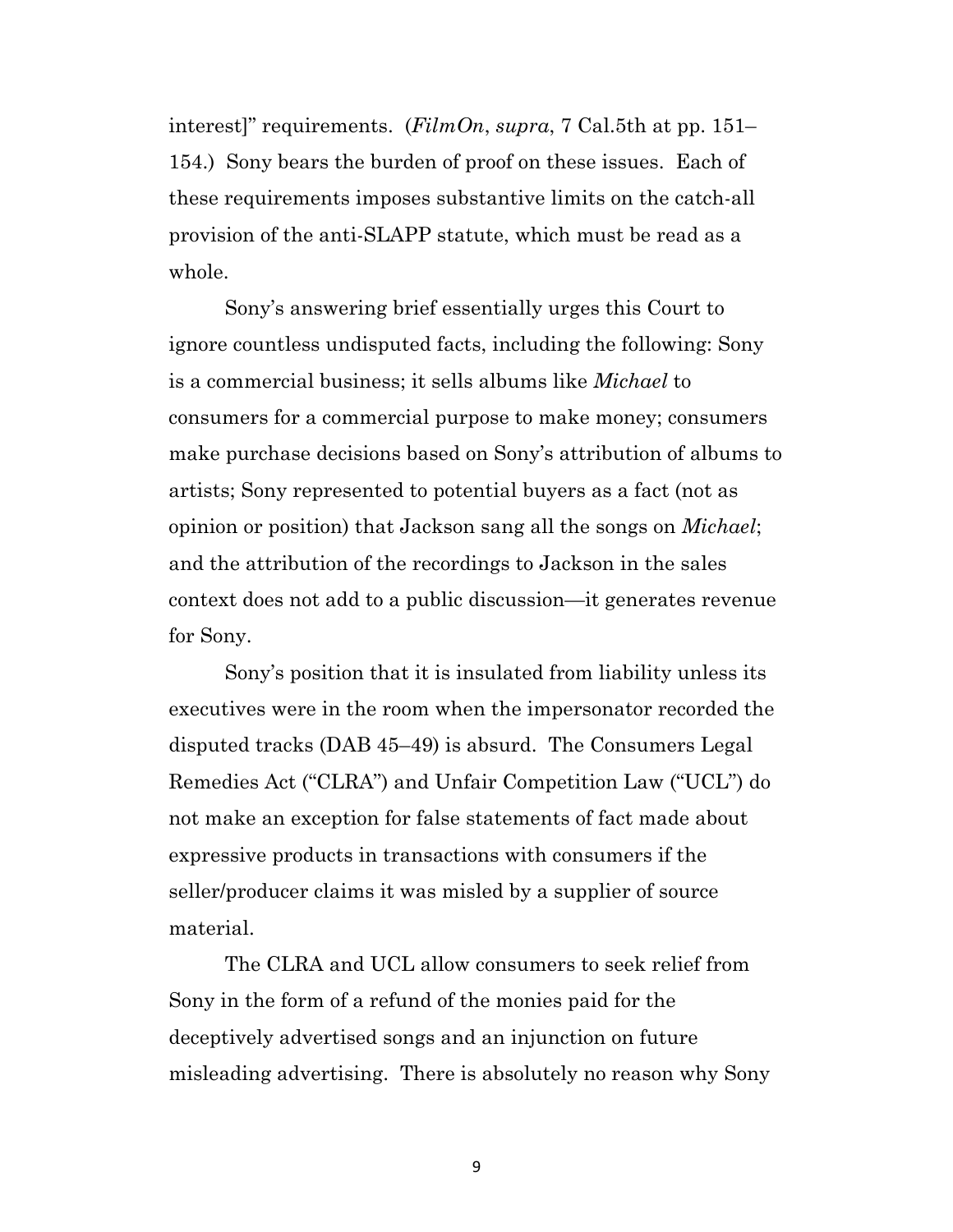interest]" requirements. (*FilmOn*, *supra*, 7 Cal.5th at pp. 151–154.) Sony bears the burden of proof on these issues. Each of these requirements imposes substantive limits on the catch-all provision of the anti-SLAPP statute, which must be read as a whole.

Sony's answering brief essentially urges this Court to ignore countless undisputed facts, including the following: Sony is a commercial business; it sells albums like *Michael* to consumers for a commercial purpose to make money; consumers make purchase decisions based on Sony's attribution of albums to artists; Sony represented to potential buyers as a fact (not as opinion or position) that Jackson sang all the songs on *Michael*; and the attribution of the recordings to Jackson in the sales context does not add to a public discussion—it generates revenue for Sony.

Sony's position that it is insulated from liability unless its executives were in the room when the impersonator recorded the disputed tracks (DAB 45–49) is absurd. The Consumers Legal Remedies Act ("CLRA") and Unfair Competition Law ("UCL") do not make an exception for false statements of fact made about expressive products in transactions with consumers if the seller/producer claims it was misled by a supplier of source material.

The CLRA and UCL allow consumers to seek relief from Sony in the form of a refund of the monies paid for the deceptively advertised songs and an injunction on future misleading advertising. There is absolutely no reason why Sony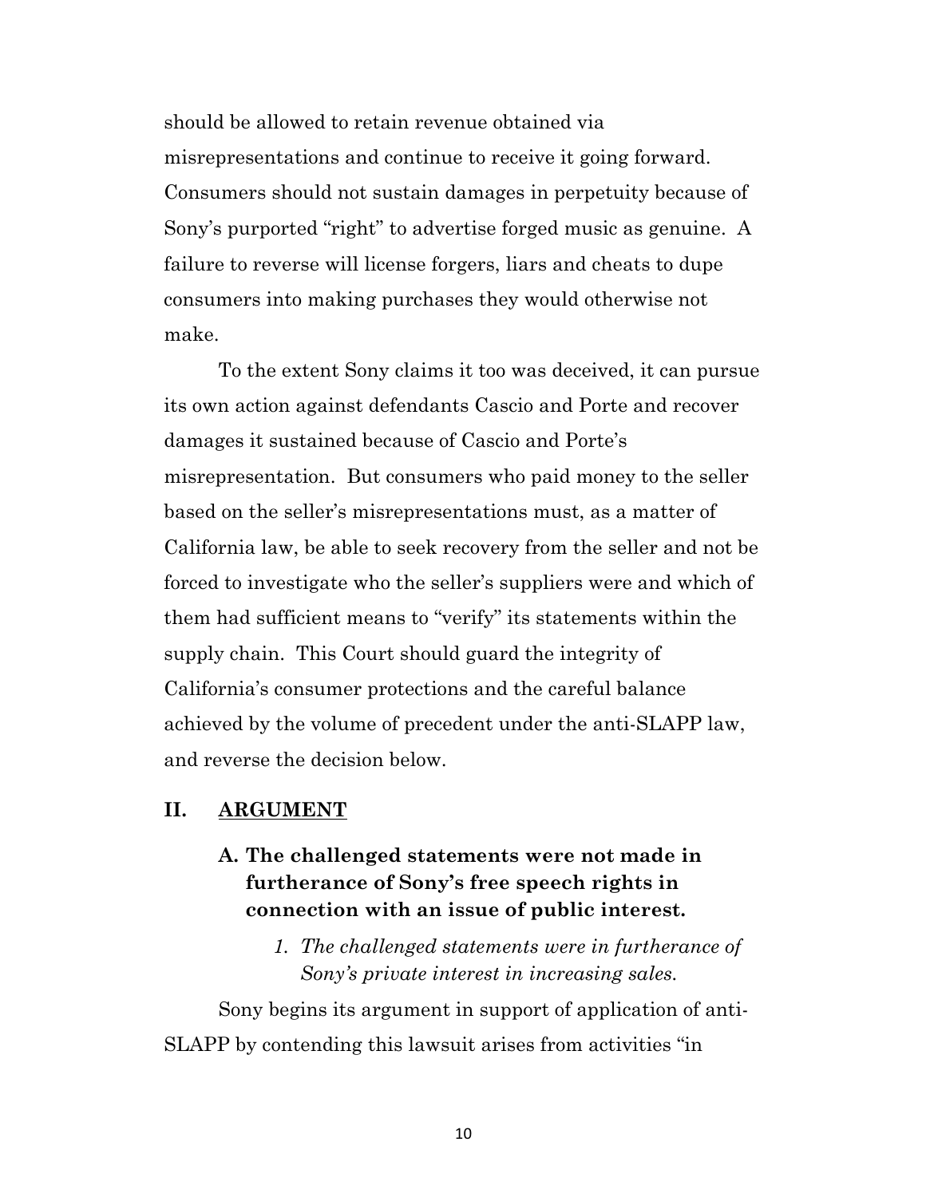should be allowed to retain revenue obtained via misrepresentations and continue to receive it going forward. Consumers should not sustain damages in perpetuity because of Sony's purported "right" to advertise forged music as genuine. A failure to reverse will license forgers, liars and cheats to dupe consumers into making purchases they would otherwise not make.

To the extent Sony claims it too was deceived, it can pursue its own action against defendants Cascio and Porte and recover damages it sustained because of Cascio and Porte's misrepresentation. But consumers who paid money to the seller based on the seller's misrepresentations must, as a matter of California law, be able to seek recovery from the seller and not be forced to investigate who the seller's suppliers were and which of them had sufficient means to "verify" its statements within the supply chain. This Court should guard the integrity of California's consumer protections and the careful balance achieved by the volume of precedent under the anti-SLAPP law, and reverse the decision below.

## II. ARGUMENT

### A. The challenged statements were not made in furtherance of Sony's free speech rights in connection with an issue of public interest.

#### *1. The challenged statements were in furtherance of Sony's private interest in increasing sales.*

Sony begins its argument in support of application of anti-SLAPP by contending this lawsuit arises from activities "in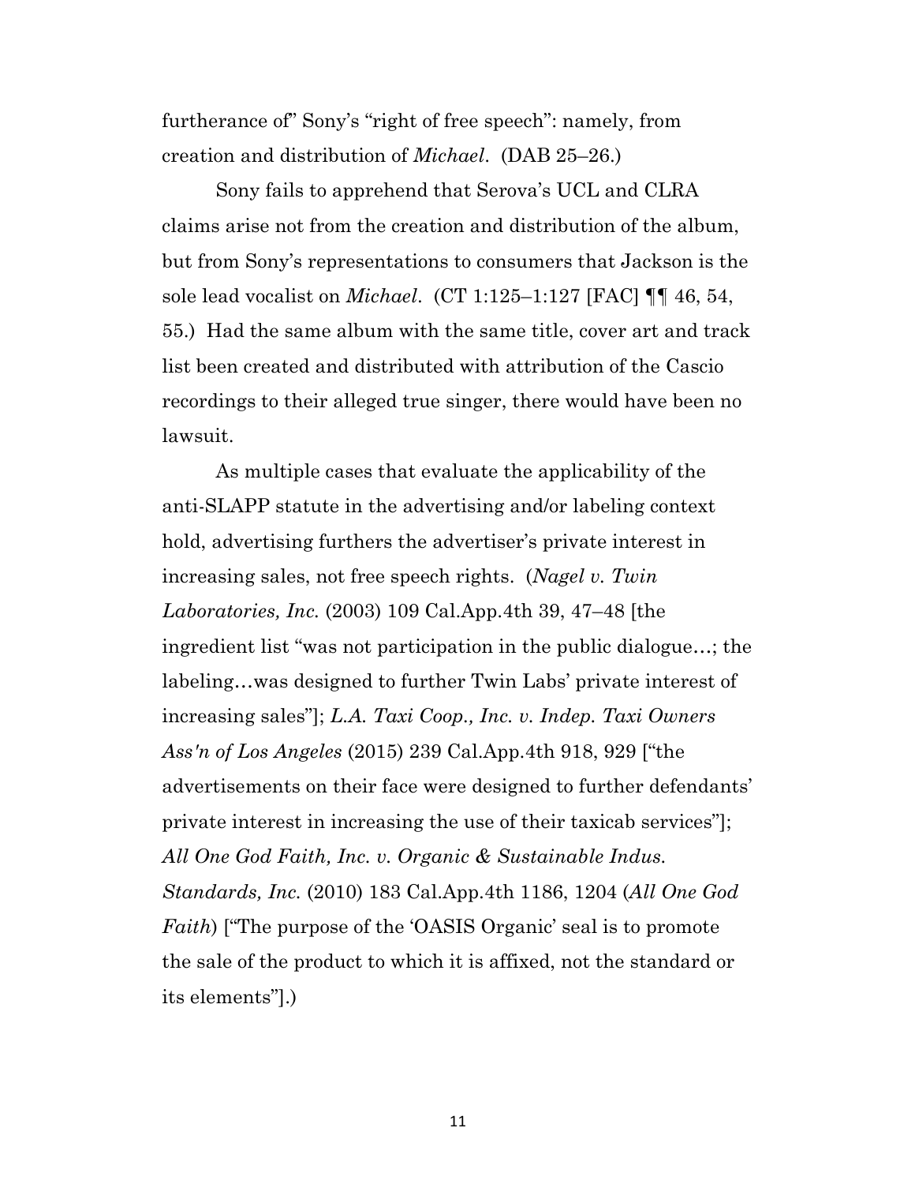furtherance of" Sony's "right of free speech": namely, from creation and distribution of *Michael*. (DAB 25–26.)

Sony fails to apprehend that Serova's UCL and CLRA claims arise not from the creation and distribution of the album, but from Sony's representations to consumers that Jackson is the sole lead vocalist on *Michael*. (CT 1:125–1:127 [FAC] ¶¶ 46, 54, 55.) Had the same album with the same title, cover art and track list been created and distributed with attribution of the Cascio recordings to their alleged true singer, there would have been no lawsuit.

As multiple cases that evaluate the applicability of the anti-SLAPP statute in the advertising and/or labeling context hold, advertising furthers the advertiser's private interest in increasing sales, not free speech rights. (*Nagel v. Twin Laboratories, Inc.* (2003) 109 Cal.App.4th 39, 47–48 [the ingredient list "was not participation in the public dialogue…; the labeling…was designed to further Twin Labs' private interest of increasing sales"]; *L.A. Taxi Coop., Inc. v. Indep. Taxi Owners Ass'n of Los Angeles* (2015) 239 Cal.App.4th 918, 929 ["the advertisements on their face were designed to further defendants' private interest in increasing the use of their taxicab services"]; *All One God Faith, Inc. v. Organic & Sustainable Indus. Standards, Inc.* (2010) 183 Cal.App.4th 1186, 1204 (*All One God Faith*) ["The purpose of the 'OASIS Organic' seal is to promote the sale of the product to which it is affixed, not the standard or its elements"].)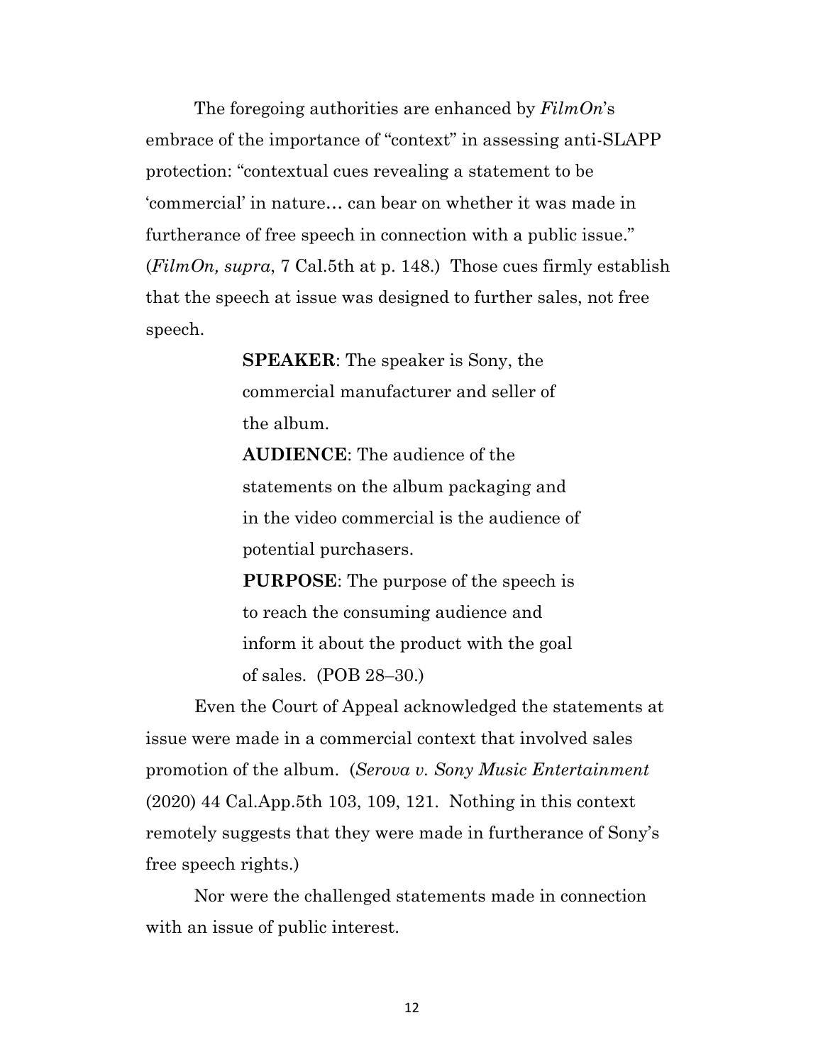The foregoing authorities are enhanced by *FilmOn*'s embrace of the importance of "context" in assessing anti-SLAPP protection: "contextual cues revealing a statement to be 'commercial' in nature… can bear on whether it was made in furtherance of free speech in connection with a public issue." (*FilmOn, supra*, 7 Cal.5th at p. 148.) Those cues firmly establish that the speech at issue was designed to further sales, not free speech.

> **SPEAKER**: The speaker is Sony, the commercial manufacturer and seller of the album.
>
> **AUDIENCE**: The audience of the statements on the album packaging and in the video commercial is the audience of potential purchasers.
>
> **PURPOSE**: The purpose of the speech is to reach the consuming audience and inform it about the product with the goal of sales. (POB 28–30.)

Even the Court of Appeal acknowledged the statements at issue were made in a commercial context that involved sales promotion of the album. (*Serova v. Sony Music Entertainment* (2020) 44 Cal.App.5th 103, 109, 121. Nothing in this context remotely suggests that they were made in furtherance of Sony's free speech rights.)

Nor were the challenged statements made in connection with an issue of public interest.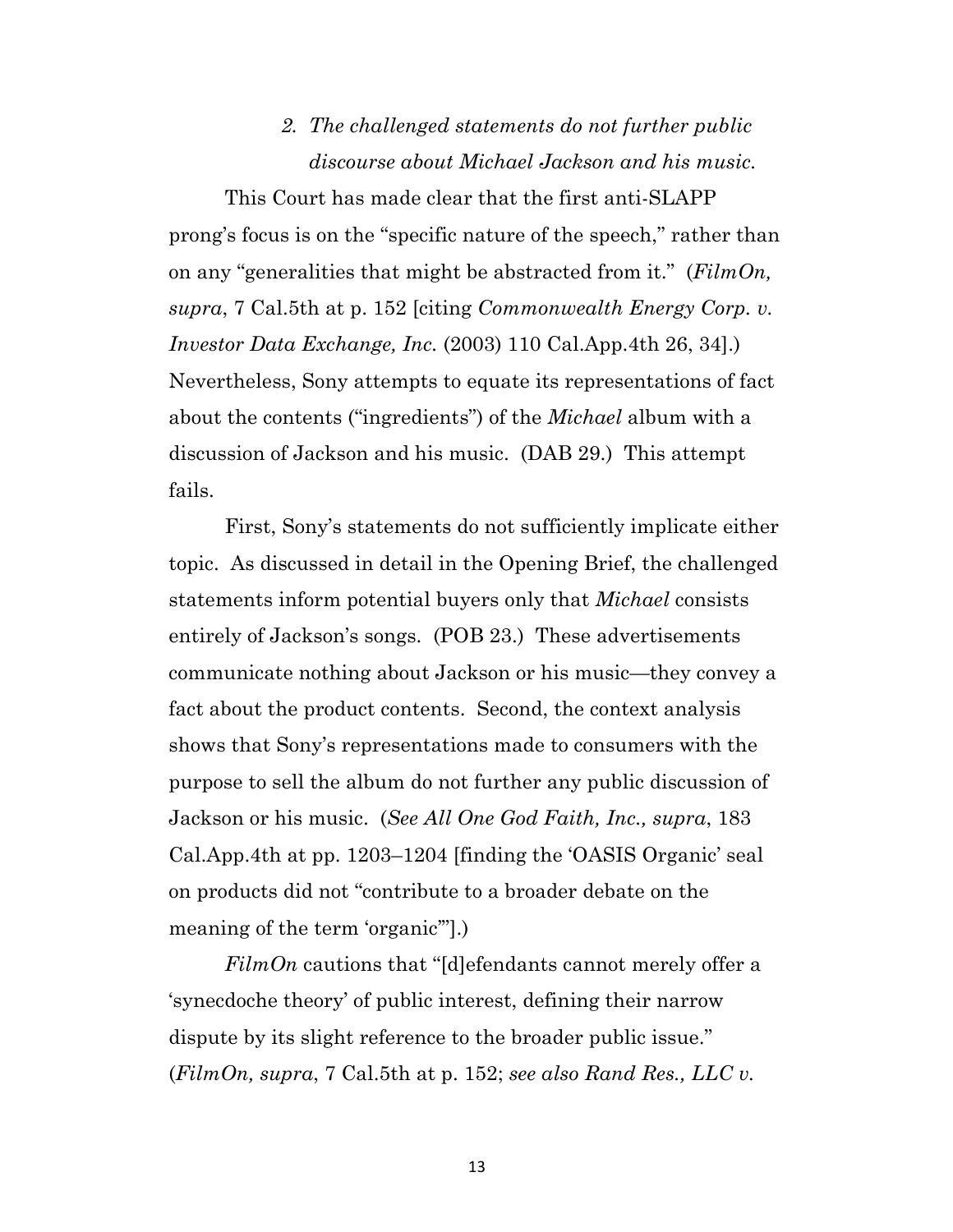### *2. The challenged statements do not further public discourse about Michael Jackson and his music.*

This Court has made clear that the first anti-SLAPP prong's focus is on the "specific nature of the speech," rather than on any "generalities that might be abstracted from it." (*FilmOn, supra*, 7 Cal.5th at p. 152 [citing *Commonwealth Energy Corp. v. Investor Data Exchange, Inc.* (2003) 110 Cal.App.4th 26, 34].) Nevertheless, Sony attempts to equate its representations of fact about the contents ("ingredients") of the *Michael* album with a discussion of Jackson and his music. (DAB 29.) This attempt fails.

First, Sony's statements do not sufficiently implicate either topic. As discussed in detail in the Opening Brief, the challenged statements inform potential buyers only that *Michael* consists entirely of Jackson's songs. (POB 23.) These advertisements communicate nothing about Jackson or his music—they convey a fact about the product contents. Second, the context analysis shows that Sony's representations made to consumers with the purpose to sell the album do not further any public discussion of Jackson or his music. (*See All One God Faith, Inc., supra*, 183 Cal.App.4th at pp. 1203–1204 [finding the 'OASIS Organic' seal on products did not "contribute to a broader debate on the meaning of the term 'organic'"].)

*FilmOn* cautions that "[d]efendants cannot merely offer a 'synecdoche theory' of public interest, defining their narrow dispute by its slight reference to the broader public issue." (*FilmOn, supra*, 7 Cal.5th at p. 152; *see also Rand Res., LLC v.*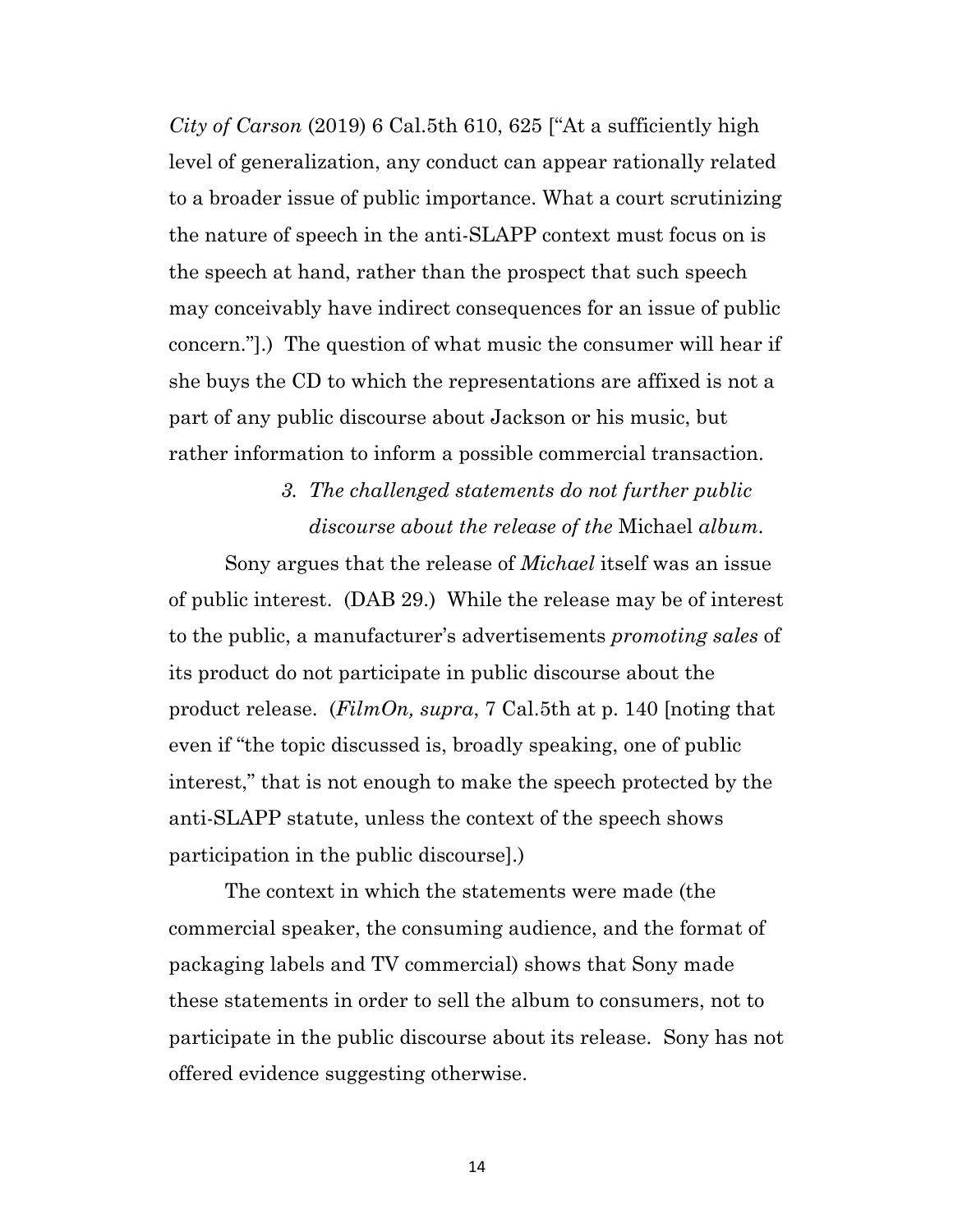*City of Carson* (2019) 6 Cal.5th 610, 625 ["At a sufficiently high level of generalization, any conduct can appear rationally related to a broader issue of public importance. What a court scrutinizing the nature of speech in the anti-SLAPP context must focus on is the speech at hand, rather than the prospect that such speech may conceivably have indirect consequences for an issue of public concern."].) The question of what music the consumer will hear if she buys the CD to which the representations are affixed is not a part of any public discourse about Jackson or his music, but rather information to inform a possible commercial transaction.

### *3. The challenged statements do not further public discourse about the release of the* Michael *album.*

Sony argues that the release of *Michael* itself was an issue of public interest. (DAB 29.) While the release may be of interest to the public, a manufacturer's advertisements *promoting sales* of its product do not participate in public discourse about the product release. (*FilmOn, supra*, 7 Cal.5th at p. 140 [noting that even if "the topic discussed is, broadly speaking, one of public interest," that is not enough to make the speech protected by the anti-SLAPP statute, unless the context of the speech shows participation in the public discourse].)

The context in which the statements were made (the commercial speaker, the consuming audience, and the format of packaging labels and TV commercial) shows that Sony made these statements in order to sell the album to consumers, not to participate in the public discourse about its release. Sony has not offered evidence suggesting otherwise.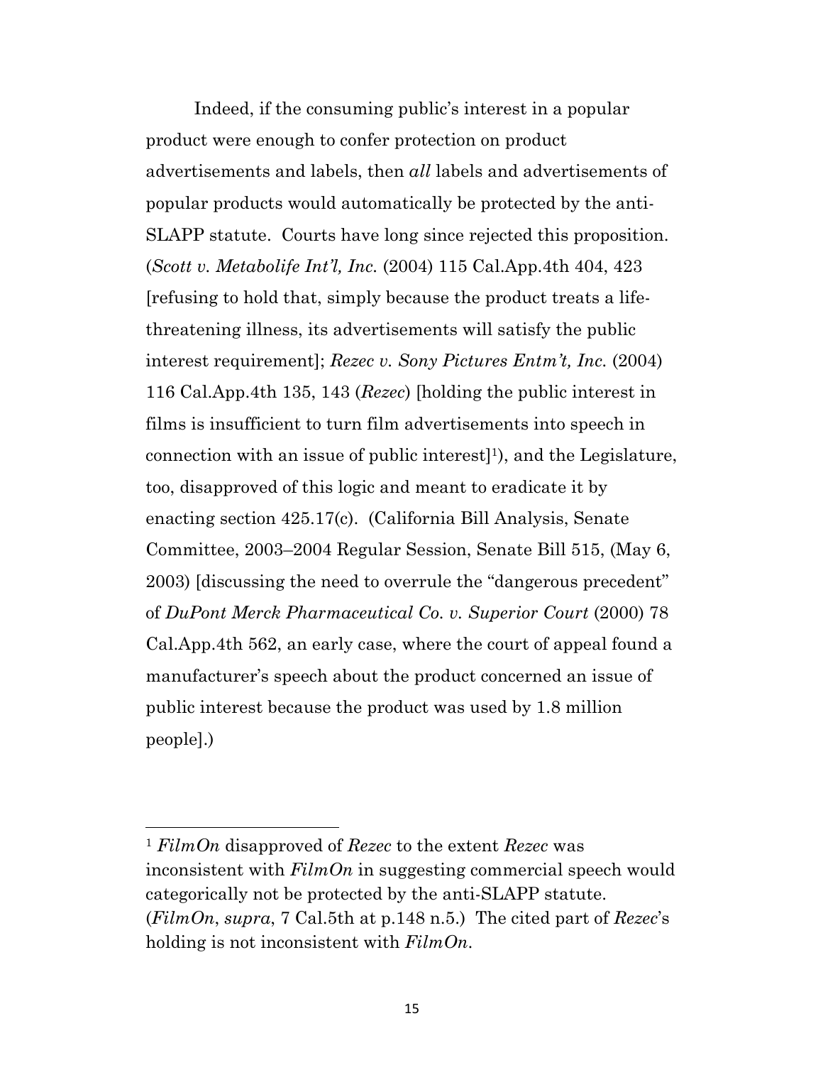Indeed, if the consuming public's interest in a popular product were enough to confer protection on product advertisements and labels, then *all* labels and advertisements of popular products would automatically be protected by the anti-SLAPP statute. Courts have long since rejected this proposition. (*Scott v. Metabolife Int'l, Inc.* (2004) 115 Cal.App.4th 404, 423 [refusing to hold that, simply because the product treats a life-threatening illness, its advertisements will satisfy the public interest requirement]; *Rezec v. Sony Pictures Entm't, Inc.* (2004) 116 Cal.App.4th 135, 143 (*Rezec*) [holding the public interest in films is insufficient to turn film advertisements into speech in connection with an issue of public interest][1]), and the Legislature, too, disapproved of this logic and meant to eradicate it by enacting section 425.17(c). (California Bill Analysis, Senate Committee, 2003–2004 Regular Session, Senate Bill 515, (May 6, 2003) [discussing the need to overrule the "dangerous precedent" of *DuPont Merck Pharmaceutical Co. v. Superior Court* (2000) 78 Cal.App.4th 562, an early case, where the court of appeal found a manufacturer's speech about the product concerned an issue of public interest because the product was used by 1.8 million people].)

---

[1] *FilmOn* disapproved of *Rezec* to the extent *Rezec* was inconsistent with *FilmOn* in suggesting commercial speech would categorically not be protected by the anti-SLAPP statute. (*FilmOn*, *supra*, 7 Cal.5th at p.148 n.5.) The cited part of *Rezec*'s holding is not inconsistent with *FilmOn*.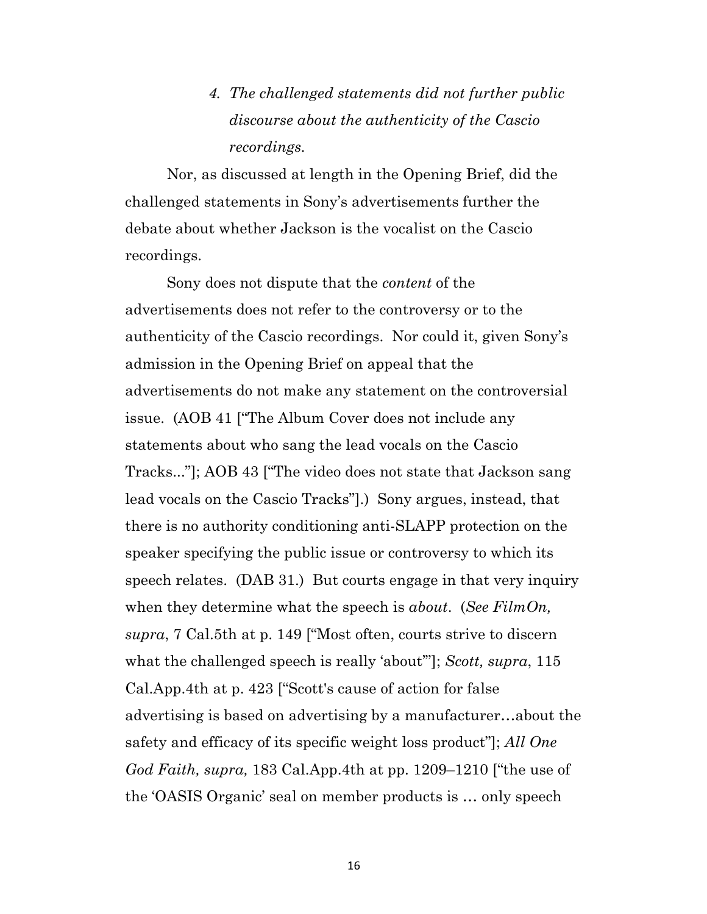#### *4. The challenged statements did not further public discourse about the authenticity of the Cascio recordings.*

Nor, as discussed at length in the Opening Brief, did the challenged statements in Sony's advertisements further the debate about whether Jackson is the vocalist on the Cascio recordings.

Sony does not dispute that the *content* of the advertisements does not refer to the controversy or to the authenticity of the Cascio recordings. Nor could it, given Sony's admission in the Opening Brief on appeal that the advertisements do not make any statement on the controversial issue. (AOB 41 ["The Album Cover does not include any statements about who sang the lead vocals on the Cascio Tracks..."]; AOB 43 ["The video does not state that Jackson sang lead vocals on the Cascio Tracks"].) Sony argues, instead, that there is no authority conditioning anti-SLAPP protection on the speaker specifying the public issue or controversy to which its speech relates. (DAB 31.) But courts engage in that very inquiry when they determine what the speech is *about*. (*See FilmOn, supra*, 7 Cal.5th at p. 149 ["Most often, courts strive to discern what the challenged speech is really 'about'"]; *Scott, supra*, 115 Cal.App.4th at p. 423 ["Scott's cause of action for false advertising is based on advertising by a manufacturer…about the safety and efficacy of its specific weight loss product"]; *All One God Faith, supra,* 183 Cal.App.4th at pp. 1209–1210 ["the use of the 'OASIS Organic' seal on member products is … only speech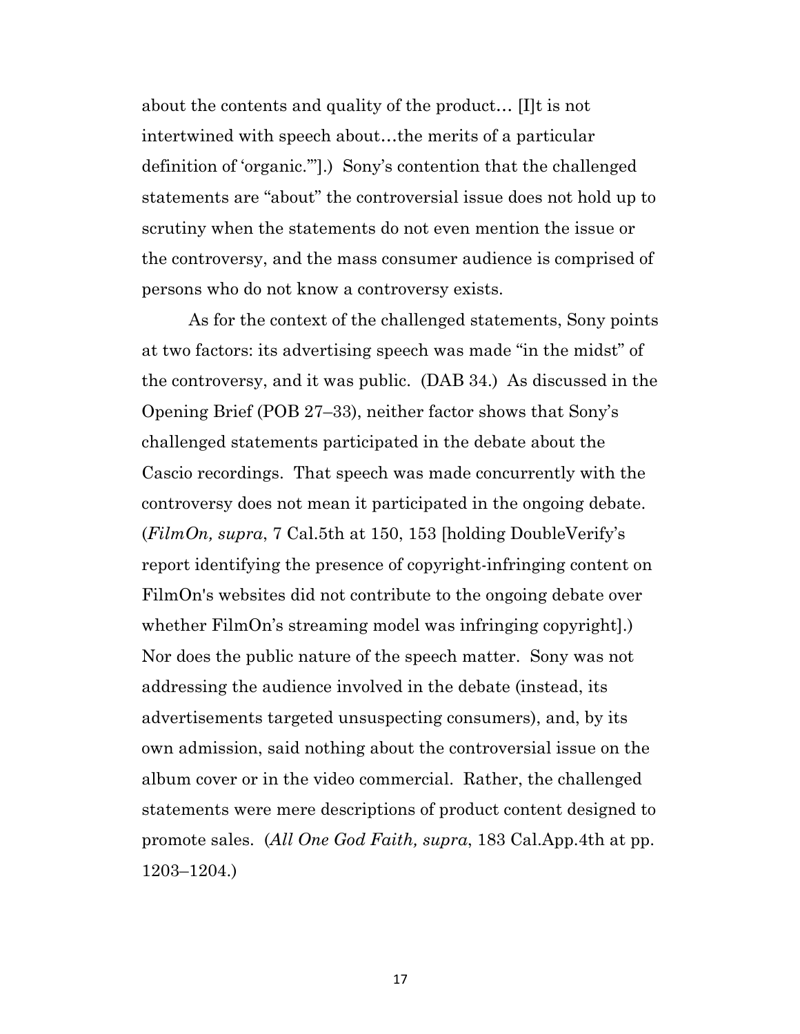about the contents and quality of the product… [I]t is not intertwined with speech about…the merits of a particular definition of 'organic.'"].) Sony's contention that the challenged statements are "about" the controversial issue does not hold up to scrutiny when the statements do not even mention the issue or the controversy, and the mass consumer audience is comprised of persons who do not know a controversy exists.

As for the context of the challenged statements, Sony points at two factors: its advertising speech was made "in the midst" of the controversy, and it was public. (DAB 34.) As discussed in the Opening Brief (POB 27–33), neither factor shows that Sony's challenged statements participated in the debate about the Cascio recordings. That speech was made concurrently with the controversy does not mean it participated in the ongoing debate. (*FilmOn, supra*, 7 Cal.5th at 150, 153 [holding DoubleVerify's report identifying the presence of copyright-infringing content on FilmOn's websites did not contribute to the ongoing debate over whether FilmOn's streaming model was infringing copyright].) Nor does the public nature of the speech matter. Sony was not addressing the audience involved in the debate (instead, its advertisements targeted unsuspecting consumers), and, by its own admission, said nothing about the controversial issue on the album cover or in the video commercial. Rather, the challenged statements were mere descriptions of product content designed to promote sales. (*All One God Faith, supra*, 183 Cal.App.4th at pp. 1203–1204.)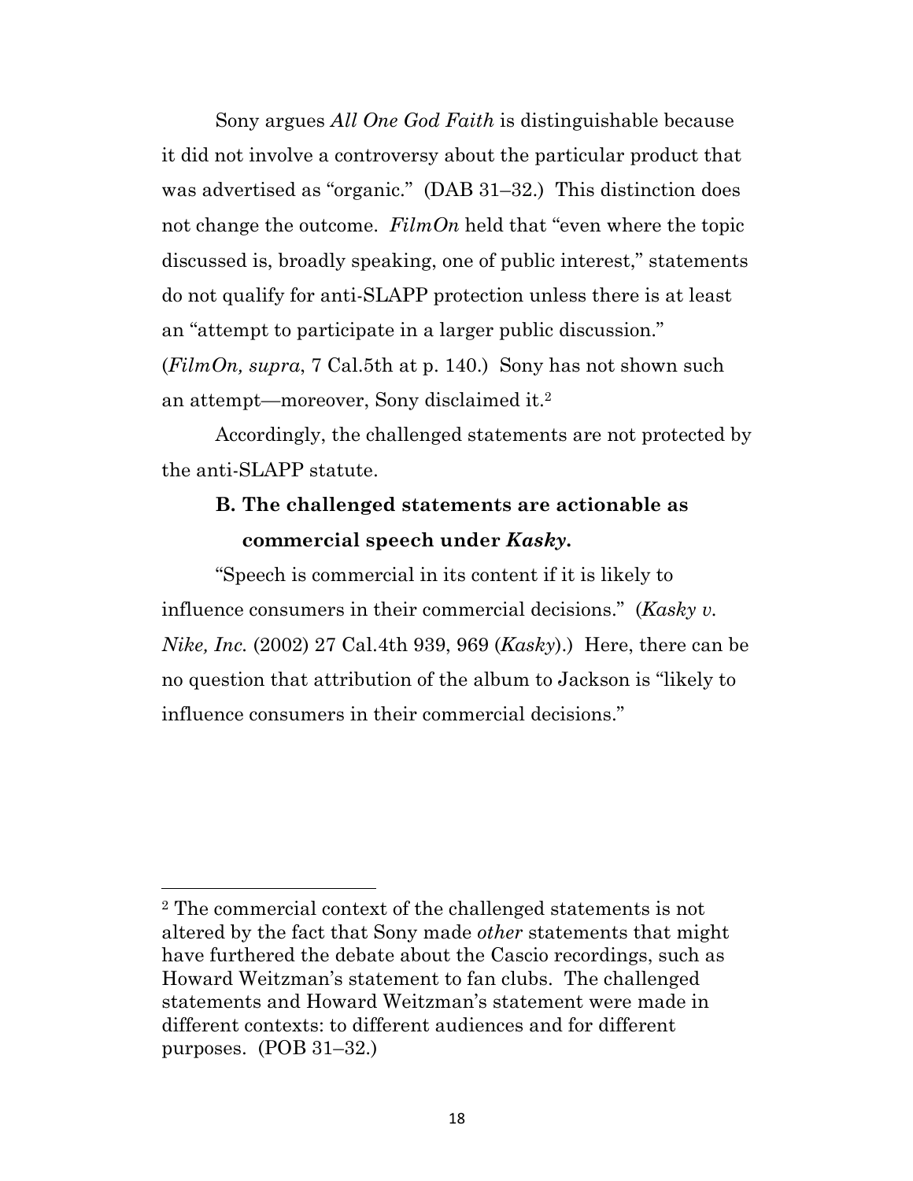Sony argues *All One God Faith* is distinguishable because it did not involve a controversy about the particular product that was advertised as "organic." (DAB 31–32.) This distinction does not change the outcome. *FilmOn* held that "even where the topic discussed is, broadly speaking, one of public interest," statements do not qualify for anti-SLAPP protection unless there is at least an "attempt to participate in a larger public discussion." (*FilmOn, supra*, 7 Cal.5th at p. 140.) Sony has not shown such an attempt—moreover, Sony disclaimed it.[2]

Accordingly, the challenged statements are not protected by the anti-SLAPP statute.

### B. The challenged statements are actionable as commercial speech under *Kasky*.

"Speech is commercial in its content if it is likely to influence consumers in their commercial decisions." (*Kasky v. Nike, Inc.* (2002) 27 Cal.4th 939, 969 (*Kasky*).) Here, there can be no question that attribution of the album to Jackson is "likely to influence consumers in their commercial decisions."

---

[2] The commercial context of the challenged statements is not altered by the fact that Sony made *other* statements that might have furthered the debate about the Cascio recordings, such as Howard Weitzman's statement to fan clubs. The challenged statements and Howard Weitzman's statement were made in different contexts: to different audiences and for different purposes. (POB 31–32.)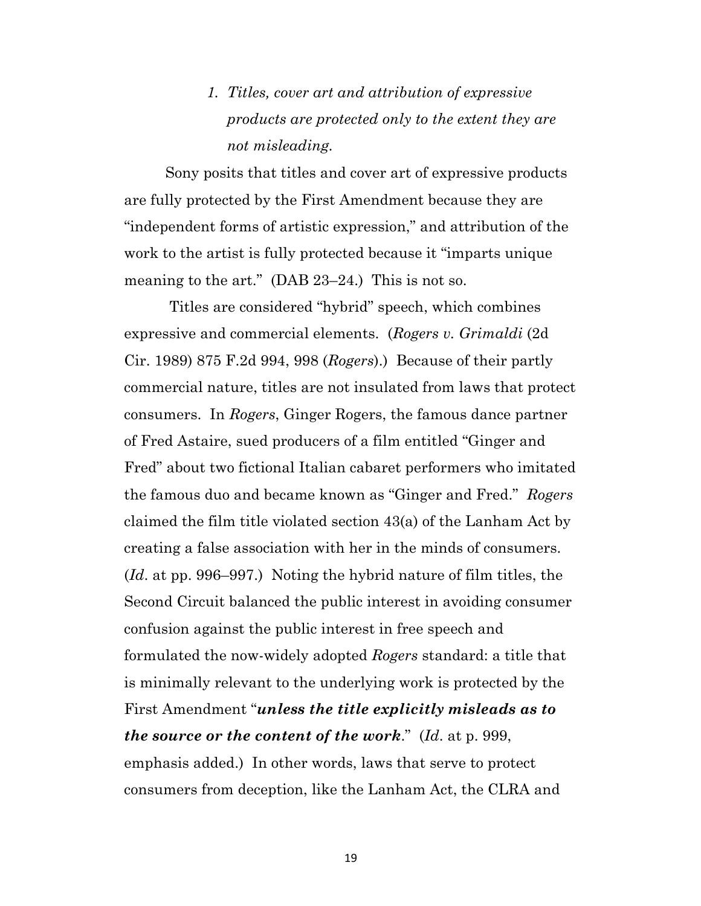### 1. *Titles, cover art and attribution of expressive products are protected only to the extent they are not misleading.*

Sony posits that titles and cover art of expressive products are fully protected by the First Amendment because they are "independent forms of artistic expression," and attribution of the work to the artist is fully protected because it "imparts unique meaning to the art." (DAB 23–24.) This is not so.

Titles are considered "hybrid" speech, which combines expressive and commercial elements. (*Rogers v. Grimaldi* (2d Cir. 1989) 875 F.2d 994, 998 (*Rogers*).) Because of their partly commercial nature, titles are not insulated from laws that protect consumers. In *Rogers*, Ginger Rogers, the famous dance partner of Fred Astaire, sued producers of a film entitled "Ginger and Fred" about two fictional Italian cabaret performers who imitated the famous duo and became known as "Ginger and Fred." *Rogers* claimed the film title violated section 43(a) of the Lanham Act by creating a false association with her in the minds of consumers. (*Id*. at pp. 996–997.) Noting the hybrid nature of film titles, the Second Circuit balanced the public interest in avoiding consumer confusion against the public interest in free speech and formulated the now-widely adopted *Rogers* standard: a title that is minimally relevant to the underlying work is protected by the First Amendment "***unless the title explicitly misleads as to the source or the content of the work***." (*Id*. at p. 999, emphasis added.) In other words, laws that serve to protect consumers from deception, like the Lanham Act, the CLRA and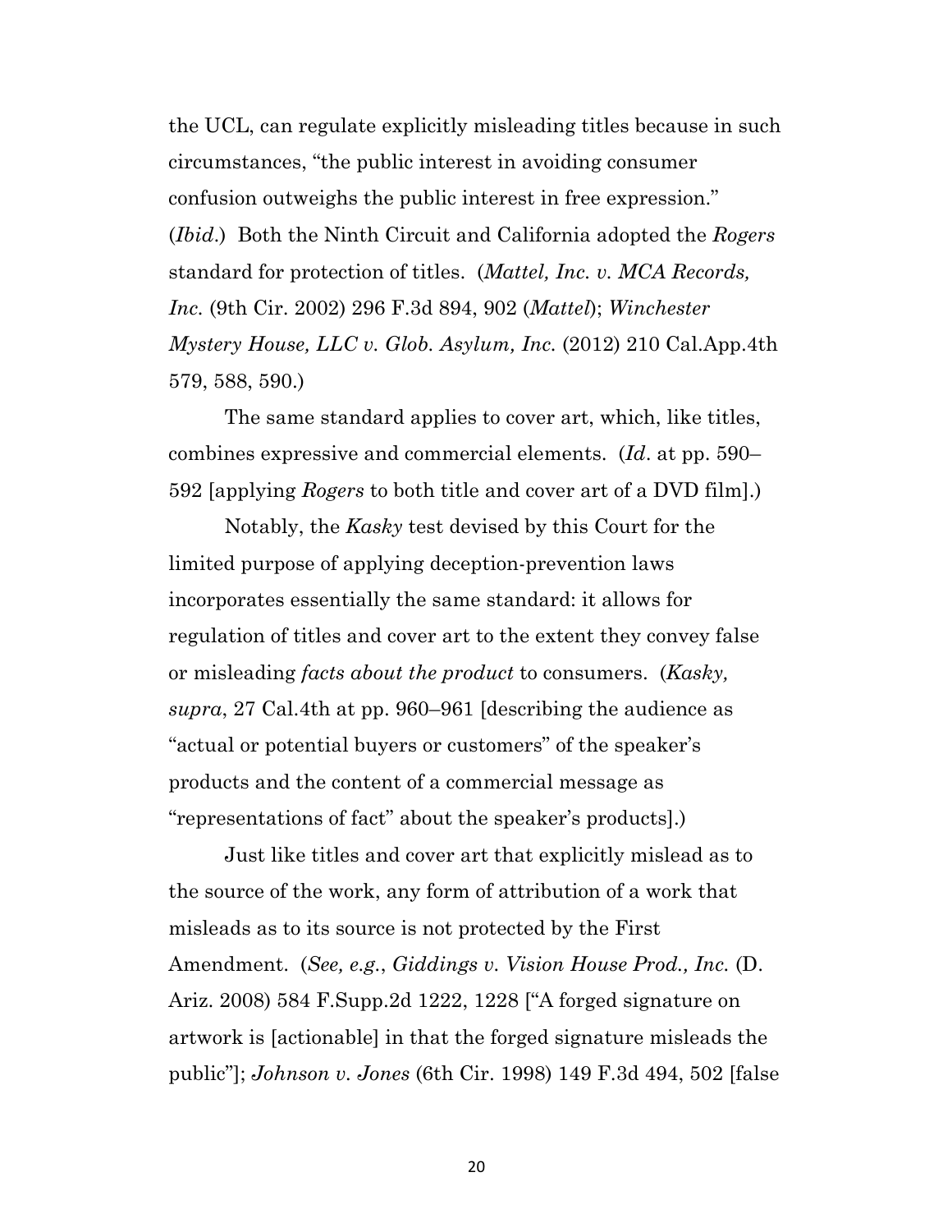the UCL, can regulate explicitly misleading titles because in such circumstances, "the public interest in avoiding consumer confusion outweighs the public interest in free expression." (*Ibid*.) Both the Ninth Circuit and California adopted the *Rogers* standard for protection of titles. (*Mattel, Inc. v. MCA Records, Inc.* (9th Cir. 2002) 296 F.3d 894, 902 (*Mattel*); *Winchester Mystery House, LLC v. Glob. Asylum, Inc.* (2012) 210 Cal.App.4th 579, 588, 590.)

The same standard applies to cover art, which, like titles, combines expressive and commercial elements. (*Id*. at pp. 590–592 [applying *Rogers* to both title and cover art of a DVD film].)

Notably, the *Kasky* test devised by this Court for the limited purpose of applying deception-prevention laws incorporates essentially the same standard: it allows for regulation of titles and cover art to the extent they convey false or misleading *facts about the product* to consumers. (*Kasky, supra*, 27 Cal.4th at pp. 960–961 [describing the audience as "actual or potential buyers or customers" of the speaker's products and the content of a commercial message as "representations of fact" about the speaker's products].)

Just like titles and cover art that explicitly mislead as to the source of the work, any form of attribution of a work that misleads as to its source is not protected by the First Amendment. (*See, e.g.*, *Giddings v. Vision House Prod., Inc.* (D. Ariz. 2008) 584 F.Supp.2d 1222, 1228 ["A forged signature on artwork is [actionable] in that the forged signature misleads the public"]; *Johnson v. Jones* (6th Cir. 1998) 149 F.3d 494, 502 [false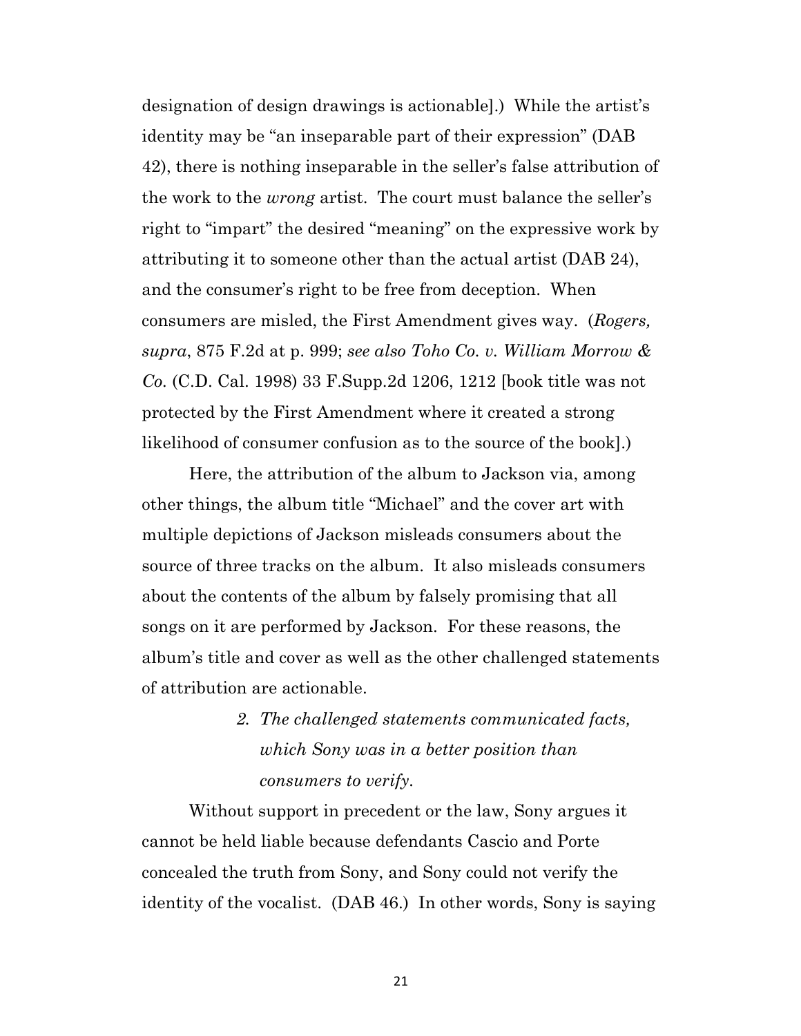designation of design drawings is actionable].) While the artist's identity may be "an inseparable part of their expression" (DAB 42), there is nothing inseparable in the seller's false attribution of the work to the *wrong* artist. The court must balance the seller's right to "impart" the desired "meaning" on the expressive work by attributing it to someone other than the actual artist (DAB 24), and the consumer's right to be free from deception. When consumers are misled, the First Amendment gives way. (*Rogers, supra*, 875 F.2d at p. 999; *see also Toho Co. v. William Morrow & Co.* (C.D. Cal. 1998) 33 F.Supp.2d 1206, 1212 [book title was not protected by the First Amendment where it created a strong likelihood of consumer confusion as to the source of the book].)

Here, the attribution of the album to Jackson via, among other things, the album title "Michael" and the cover art with multiple depictions of Jackson misleads consumers about the source of three tracks on the album. It also misleads consumers about the contents of the album by falsely promising that all songs on it are performed by Jackson. For these reasons, the album's title and cover as well as the other challenged statements of attribution are actionable.

*2. The challenged statements communicated facts, which Sony was in a better position than consumers to verify.*

Without support in precedent or the law, Sony argues it cannot be held liable because defendants Cascio and Porte concealed the truth from Sony, and Sony could not verify the identity of the vocalist. (DAB 46.) In other words, Sony is saying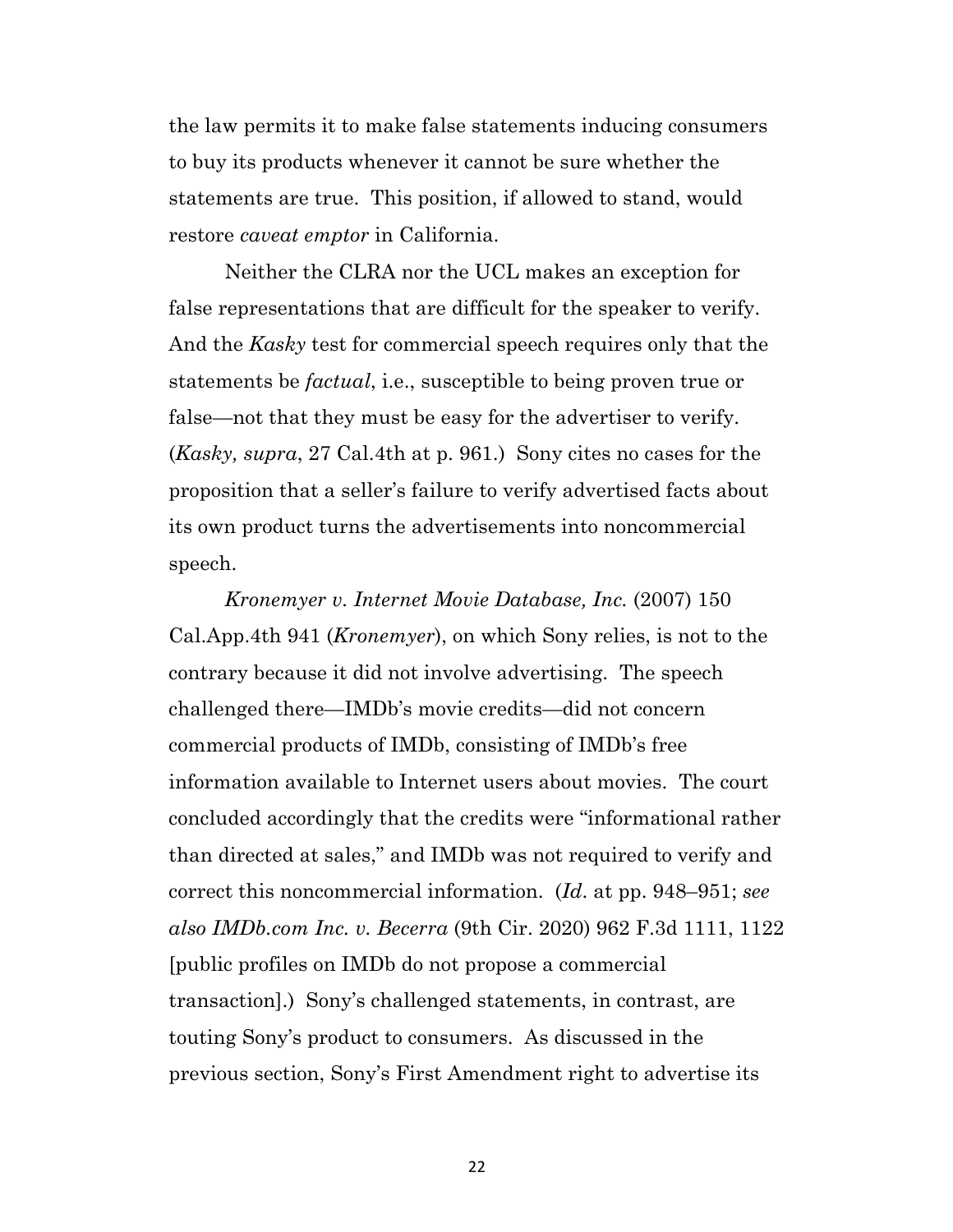the law permits it to make false statements inducing consumers to buy its products whenever it cannot be sure whether the statements are true. This position, if allowed to stand, would restore *caveat emptor* in California.

Neither the CLRA nor the UCL makes an exception for false representations that are difficult for the speaker to verify. And the *Kasky* test for commercial speech requires only that the statements be *factual*, i.e., susceptible to being proven true or false—not that they must be easy for the advertiser to verify. (*Kasky, supra*, 27 Cal.4th at p. 961.) Sony cites no cases for the proposition that a seller's failure to verify advertised facts about its own product turns the advertisements into noncommercial speech.

*Kronemyer v. Internet Movie Database, Inc.* (2007) 150 Cal.App.4th 941 (*Kronemyer*), on which Sony relies, is not to the contrary because it did not involve advertising. The speech challenged there—IMDb's movie credits—did not concern commercial products of IMDb, consisting of IMDb's free information available to Internet users about movies. The court concluded accordingly that the credits were "informational rather than directed at sales," and IMDb was not required to verify and correct this noncommercial information. (*Id*. at pp. 948–951; *see also IMDb.com Inc. v. Becerra* (9th Cir. 2020) 962 F.3d 1111, 1122 [public profiles on IMDb do not propose a commercial transaction].) Sony's challenged statements, in contrast, are touting Sony's product to consumers. As discussed in the previous section, Sony's First Amendment right to advertise its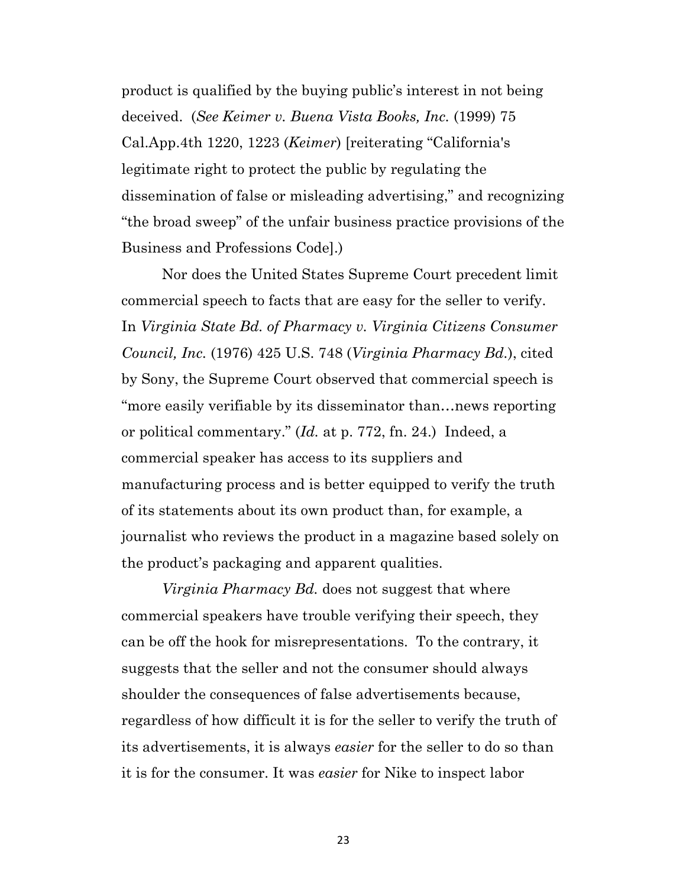product is qualified by the buying public's interest in not being deceived. (*See Keimer v. Buena Vista Books, Inc.* (1999) 75 Cal.App.4th 1220, 1223 (*Keimer*) [reiterating "California's legitimate right to protect the public by regulating the dissemination of false or misleading advertising," and recognizing "the broad sweep" of the unfair business practice provisions of the Business and Professions Code].)

Nor does the United States Supreme Court precedent limit commercial speech to facts that are easy for the seller to verify. In *Virginia State Bd. of Pharmacy v. Virginia Citizens Consumer Council, Inc.* (1976) 425 U.S. 748 (*Virginia Pharmacy Bd.*), cited by Sony, the Supreme Court observed that commercial speech is "more easily verifiable by its disseminator than…news reporting or political commentary." (*Id.* at p. 772, fn. 24.) Indeed, a commercial speaker has access to its suppliers and manufacturing process and is better equipped to verify the truth of its statements about its own product than, for example, a journalist who reviews the product in a magazine based solely on the product's packaging and apparent qualities.

*Virginia Pharmacy Bd.* does not suggest that where commercial speakers have trouble verifying their speech, they can be off the hook for misrepresentations. To the contrary, it suggests that the seller and not the consumer should always shoulder the consequences of false advertisements because, regardless of how difficult it is for the seller to verify the truth of its advertisements, it is always *easier* for the seller to do so than it is for the consumer. It was *easier* for Nike to inspect labor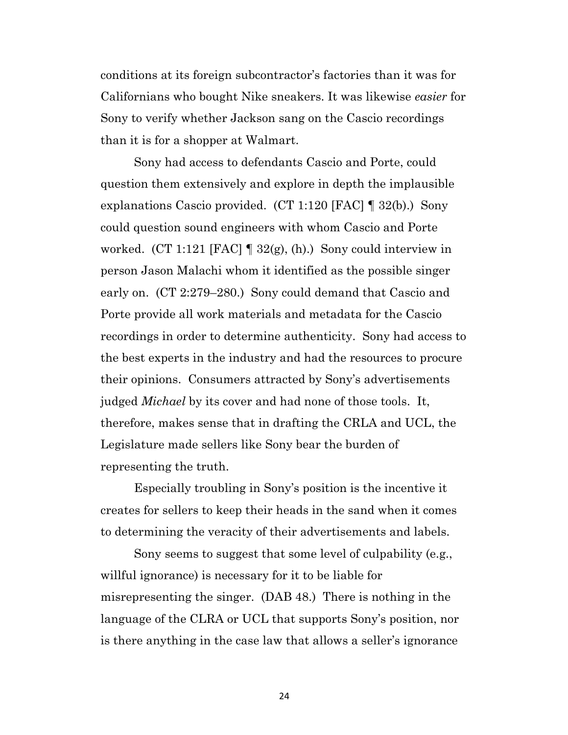conditions at its foreign subcontractor's factories than it was for Californians who bought Nike sneakers. It was likewise *easier* for Sony to verify whether Jackson sang on the Cascio recordings than it is for a shopper at Walmart.

Sony had access to defendants Cascio and Porte, could question them extensively and explore in depth the implausible explanations Cascio provided. (CT 1:120 [FAC] ¶ 32(b).) Sony could question sound engineers with whom Cascio and Porte worked. (CT 1:121 [FAC] ¶ 32(g), (h).) Sony could interview in person Jason Malachi whom it identified as the possible singer early on. (CT 2:279–280.) Sony could demand that Cascio and Porte provide all work materials and metadata for the Cascio recordings in order to determine authenticity. Sony had access to the best experts in the industry and had the resources to procure their opinions. Consumers attracted by Sony's advertisements judged *Michael* by its cover and had none of those tools. It, therefore, makes sense that in drafting the CRLA and UCL, the Legislature made sellers like Sony bear the burden of representing the truth.

Especially troubling in Sony's position is the incentive it creates for sellers to keep their heads in the sand when it comes to determining the veracity of their advertisements and labels.

Sony seems to suggest that some level of culpability (e.g., willful ignorance) is necessary for it to be liable for misrepresenting the singer. (DAB 48.) There is nothing in the language of the CLRA or UCL that supports Sony's position, nor is there anything in the case law that allows a seller's ignorance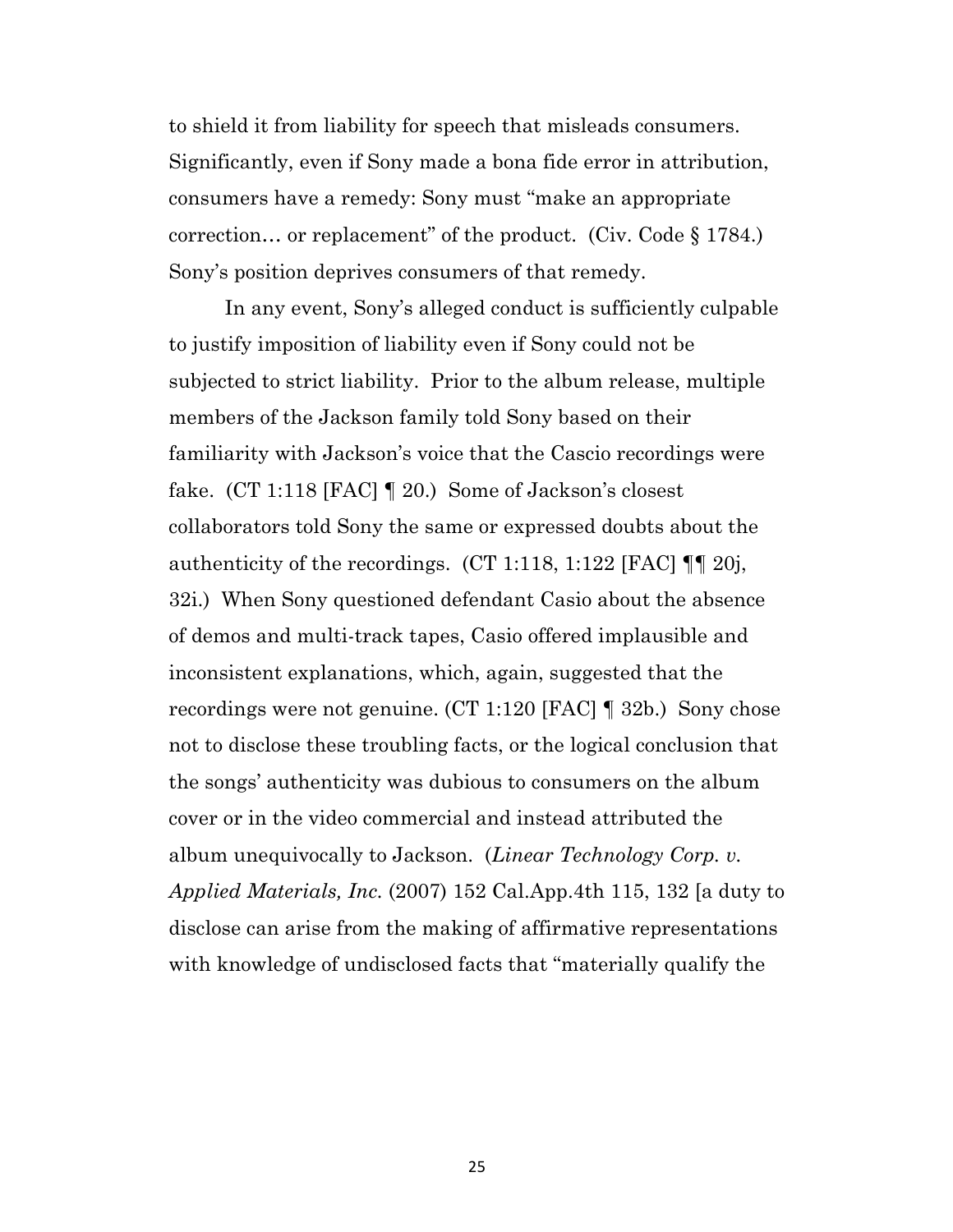to shield it from liability for speech that misleads consumers. Significantly, even if Sony made a bona fide error in attribution, consumers have a remedy: Sony must "make an appropriate correction… or replacement" of the product. (Civ. Code § 1784.) Sony's position deprives consumers of that remedy.

In any event, Sony's alleged conduct is sufficiently culpable to justify imposition of liability even if Sony could not be subjected to strict liability. Prior to the album release, multiple members of the Jackson family told Sony based on their familiarity with Jackson's voice that the Cascio recordings were fake. (CT 1:118 [FAC] ¶ 20.) Some of Jackson's closest collaborators told Sony the same or expressed doubts about the authenticity of the recordings. (CT 1:118, 1:122 [FAC] ¶¶ 20j, 32i.) When Sony questioned defendant Casio about the absence of demos and multi-track tapes, Casio offered implausible and inconsistent explanations, which, again, suggested that the recordings were not genuine. (CT 1:120 [FAC] ¶ 32b.) Sony chose not to disclose these troubling facts, or the logical conclusion that the songs' authenticity was dubious to consumers on the album cover or in the video commercial and instead attributed the album unequivocally to Jackson. (*Linear Technology Corp. v. Applied Materials, Inc.* (2007) 152 Cal.App.4th 115, 132 [a duty to disclose can arise from the making of affirmative representations with knowledge of undisclosed facts that "materially qualify the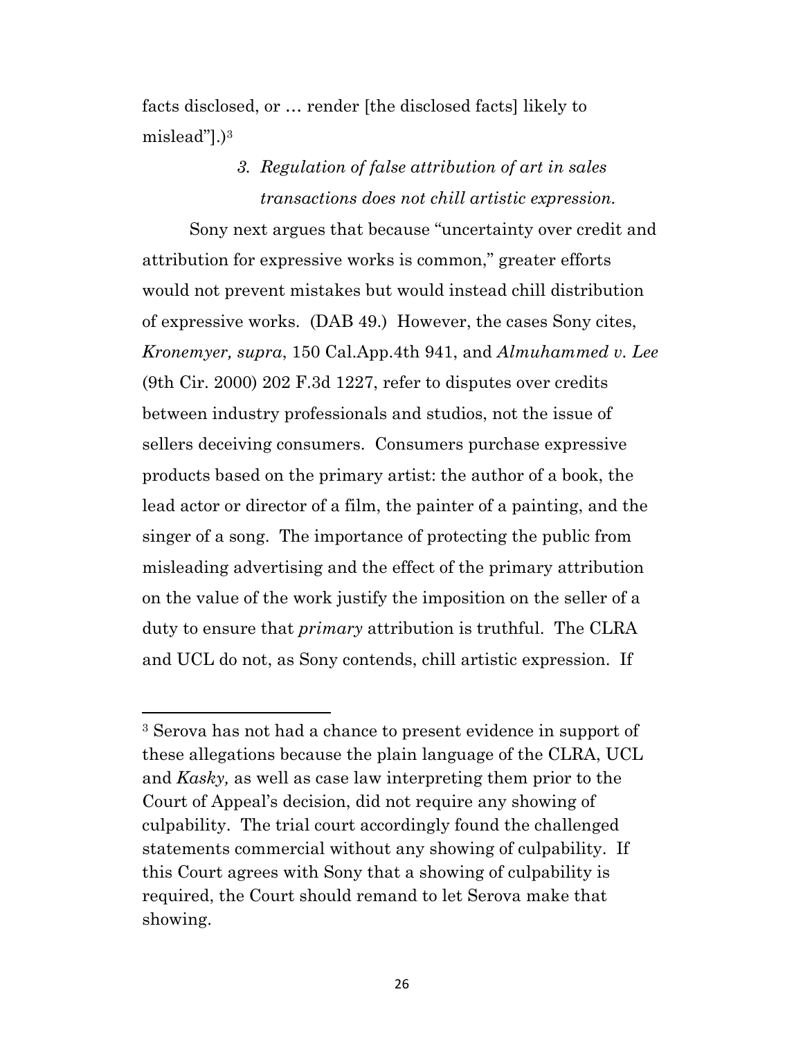facts disclosed, or … render [the disclosed facts] likely to mislead"].)[3]

### *3. Regulation of false attribution of art in sales transactions does not chill artistic expression.*

Sony next argues that because "uncertainty over credit and attribution for expressive works is common," greater efforts would not prevent mistakes but would instead chill distribution of expressive works. (DAB 49.) However, the cases Sony cites, *Kronemyer, supra*, 150 Cal.App.4th 941, and *Almuhammed v. Lee* (9th Cir. 2000) 202 F.3d 1227, refer to disputes over credits between industry professionals and studios, not the issue of sellers deceiving consumers. Consumers purchase expressive products based on the primary artist: the author of a book, the lead actor or director of a film, the painter of a painting, and the singer of a song. The importance of protecting the public from misleading advertising and the effect of the primary attribution on the value of the work justify the imposition on the seller of a duty to ensure that *primary* attribution is truthful. The CLRA and UCL do not, as Sony contends, chill artistic expression. If

---

[3] Serova has not had a chance to present evidence in support of these allegations because the plain language of the CLRA, UCL and *Kasky,* as well as case law interpreting them prior to the Court of Appeal's decision, did not require any showing of culpability. The trial court accordingly found the challenged statements commercial without any showing of culpability. If this Court agrees with Sony that a showing of culpability is required, the Court should remand to let Serova make that showing.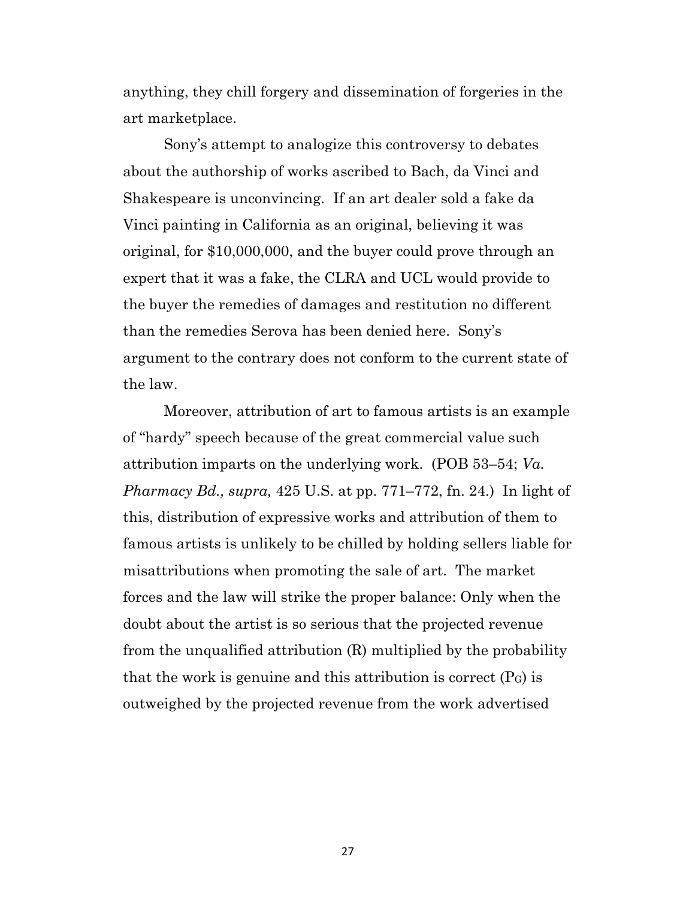anything, they chill forgery and dissemination of forgeries in the art marketplace.

Sony's attempt to analogize this controversy to debates about the authorship of works ascribed to Bach, da Vinci and Shakespeare is unconvincing. If an art dealer sold a fake da Vinci painting in California as an original, believing it was original, for $10,000,000, and the buyer could prove through an expert that it was a fake, the CLRA and UCL would provide to the buyer the remedies of damages and restitution no different than the remedies Serova has been denied here. Sony's argument to the contrary does not conform to the current state of the law.

Moreover, attribution of art to famous artists is an example of "hardy" speech because of the great commercial value such attribution imparts on the underlying work. (POB 53–54; *Va. Pharmacy Bd., supra,* 425 U.S. at pp. 771–772, fn. 24.) In light of this, distribution of expressive works and attribution of them to famous artists is unlikely to be chilled by holding sellers liable for misattributions when promoting the sale of art. The market forces and the law will strike the proper balance: Only when the doubt about the artist is so serious that the projected revenue from the unqualified attribution (R) multiplied by the probability that the work is genuine and this attribution is correct ($P_G$) is outweighed by the projected revenue from the work advertised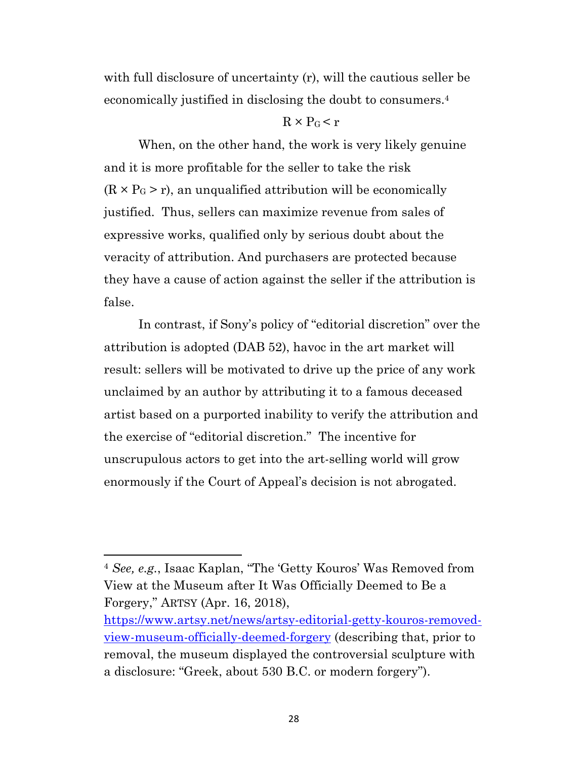with full disclosure of uncertainty (r), will the cautious seller be economically justified in disclosing the doubt to consumers.[4]

$$R \times P_G < r$$

When, on the other hand, the work is very likely genuine and it is more profitable for the seller to take the risk ($R \times P_G > r$), an unqualified attribution will be economically justified. Thus, sellers can maximize revenue from sales of expressive works, qualified only by serious doubt about the veracity of attribution. And purchasers are protected because they have a cause of action against the seller if the attribution is false.

In contrast, if Sony's policy of "editorial discretion" over the attribution is adopted (DAB 52), havoc in the art market will result: sellers will be motivated to drive up the price of any work unclaimed by an author by attributing it to a famous deceased artist based on a purported inability to verify the attribution and the exercise of "editorial discretion." The incentive for unscrupulous actors to get into the art-selling world will grow enormously if the Court of Appeal's decision is not abrogated.

---

[4] *See, e.g.*, Isaac Kaplan, "The 'Getty Kouros' Was Removed from View at the Museum after It Was Officially Deemed to Be a Forgery," ARTSY (Apr. 16, 2018), [https://www.artsy.net/news/artsy-editorial-getty-kouros-removed-view-museum-officially-deemed-forgery](https://www.artsy.net/news/artsy-editorial-getty-kouros-removed-view-museum-officially-deemed-forgery) (describing that, prior to removal, the museum displayed the controversial sculpture with a disclosure: "Greek, about 530 B.C. or modern forgery").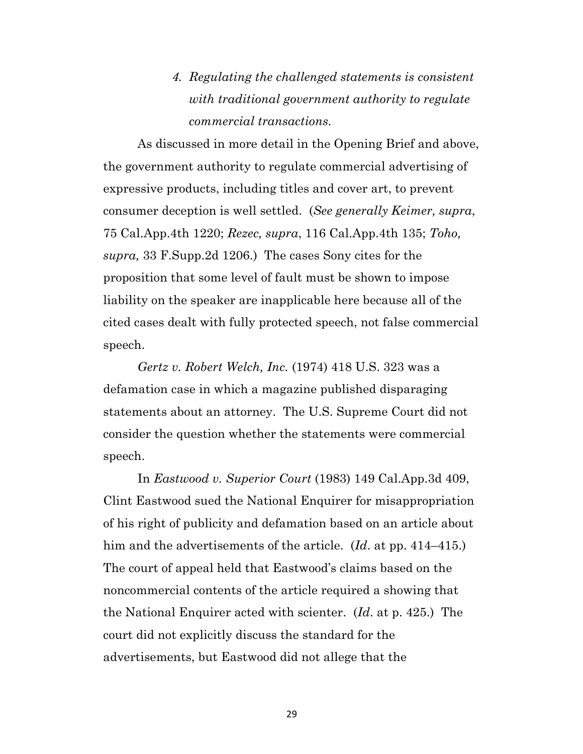#### *4. Regulating the challenged statements is consistent with traditional government authority to regulate commercial transactions.*

As discussed in more detail in the Opening Brief and above, the government authority to regulate commercial advertising of expressive products, including titles and cover art, to prevent consumer deception is well settled. (*See generally Keimer, supra*, 75 Cal.App.4th 1220; *Rezec, supra*, 116 Cal.App.4th 135; *Toho, supra,* 33 F.Supp.2d 1206.) The cases Sony cites for the proposition that some level of fault must be shown to impose liability on the speaker are inapplicable here because all of the cited cases dealt with fully protected speech, not false commercial speech.

*Gertz v. Robert Welch, Inc.* (1974) 418 U.S. 323 was a defamation case in which a magazine published disparaging statements about an attorney. The U.S. Supreme Court did not consider the question whether the statements were commercial speech.

In *Eastwood v. Superior Court* (1983) 149 Cal.App.3d 409, Clint Eastwood sued the National Enquirer for misappropriation of his right of publicity and defamation based on an article about him and the advertisements of the article. (*Id*. at pp. 414–415.) The court of appeal held that Eastwood's claims based on the noncommercial contents of the article required a showing that the National Enquirer acted with scienter. (*Id*. at p. 425.) The court did not explicitly discuss the standard for the advertisements, but Eastwood did not allege that the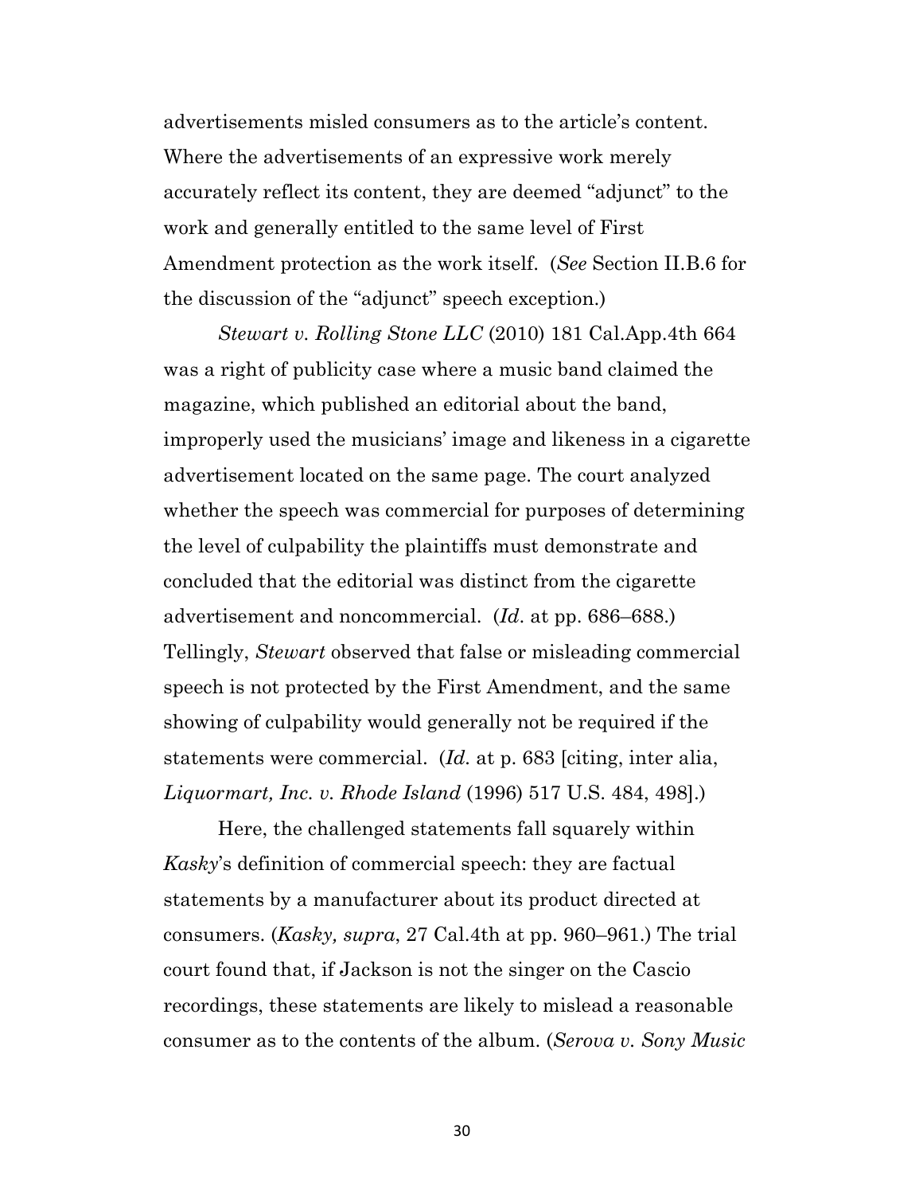advertisements misled consumers as to the article's content. Where the advertisements of an expressive work merely accurately reflect its content, they are deemed "adjunct" to the work and generally entitled to the same level of First Amendment protection as the work itself. (*See* Section II.B.6 for the discussion of the "adjunct" speech exception.)

*Stewart v. Rolling Stone LLC* (2010) 181 Cal.App.4th 664 was a right of publicity case where a music band claimed the magazine, which published an editorial about the band, improperly used the musicians' image and likeness in a cigarette advertisement located on the same page. The court analyzed whether the speech was commercial for purposes of determining the level of culpability the plaintiffs must demonstrate and concluded that the editorial was distinct from the cigarette advertisement and noncommercial. (*Id*. at pp. 686–688.) Tellingly, *Stewart* observed that false or misleading commercial speech is not protected by the First Amendment, and the same showing of culpability would generally not be required if the statements were commercial. (*Id.* at p. 683 [citing, inter alia, *Liquormart, Inc. v. Rhode Island* (1996) 517 U.S. 484, 498].)

Here, the challenged statements fall squarely within *Kasky*'s definition of commercial speech: they are factual statements by a manufacturer about its product directed at consumers. (*Kasky, supra*, 27 Cal.4th at pp. 960–961.) The trial court found that, if Jackson is not the singer on the Cascio recordings, these statements are likely to mislead a reasonable consumer as to the contents of the album. (*Serova v. Sony Music*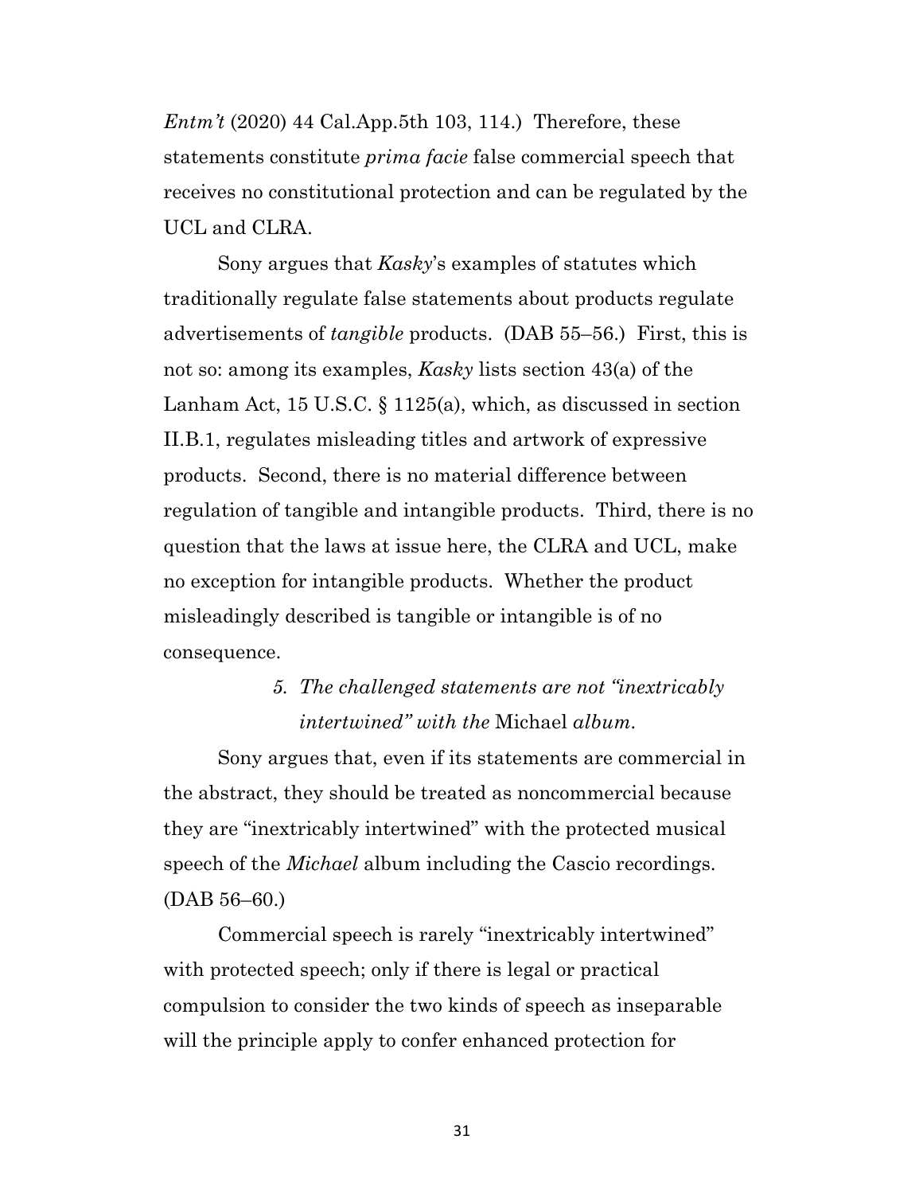*Entm't* (2020) 44 Cal.App.5th 103, 114.) Therefore, these statements constitute *prima facie* false commercial speech that receives no constitutional protection and can be regulated by the UCL and CLRA.

Sony argues that *Kasky*'s examples of statutes which traditionally regulate false statements about products regulate advertisements of *tangible* products. (DAB 55–56.) First, this is not so: among its examples, *Kasky* lists section 43(a) of the Lanham Act, 15 U.S.C. § 1125(a), which, as discussed in section II.B.1, regulates misleading titles and artwork of expressive products. Second, there is no material difference between regulation of tangible and intangible products. Third, there is no question that the laws at issue here, the CLRA and UCL, make no exception for intangible products. Whether the product misleadingly described is tangible or intangible is of no consequence.

#### *5. The challenged statements are not "inextricably intertwined" with the* Michael *album.*

Sony argues that, even if its statements are commercial in the abstract, they should be treated as noncommercial because they are "inextricably intertwined" with the protected musical speech of the *Michael* album including the Cascio recordings. (DAB 56–60.)

Commercial speech is rarely "inextricably intertwined" with protected speech; only if there is legal or practical compulsion to consider the two kinds of speech as inseparable will the principle apply to confer enhanced protection for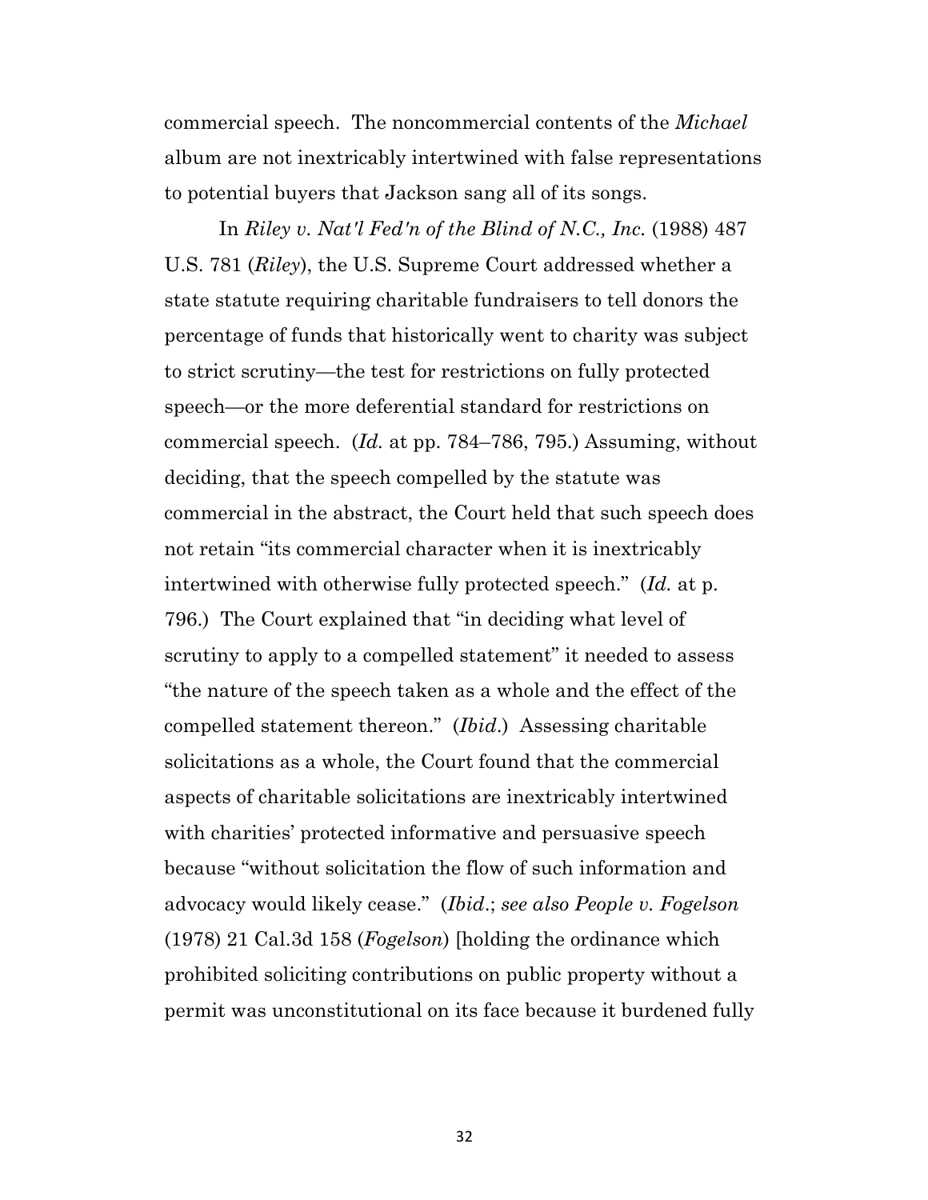commercial speech. The noncommercial contents of the *Michael* album are not inextricably intertwined with false representations to potential buyers that Jackson sang all of its songs.

In *Riley v. Nat'l Fed'n of the Blind of N.C., Inc.* (1988) 487 U.S. 781 (*Riley*), the U.S. Supreme Court addressed whether a state statute requiring charitable fundraisers to tell donors the percentage of funds that historically went to charity was subject to strict scrutiny—the test for restrictions on fully protected speech—or the more deferential standard for restrictions on commercial speech. (*Id.* at pp. 784–786, 795.) Assuming, without deciding, that the speech compelled by the statute was commercial in the abstract, the Court held that such speech does not retain "its commercial character when it is inextricably intertwined with otherwise fully protected speech." (*Id.* at p. 796.) The Court explained that "in deciding what level of scrutiny to apply to a compelled statement" it needed to assess "the nature of the speech taken as a whole and the effect of the compelled statement thereon." (*Ibid*.) Assessing charitable solicitations as a whole, the Court found that the commercial aspects of charitable solicitations are inextricably intertwined with charities' protected informative and persuasive speech because "without solicitation the flow of such information and advocacy would likely cease." (*Ibid*.; *see also People v. Fogelson* (1978) 21 Cal.3d 158 (*Fogelson*) [holding the ordinance which prohibited soliciting contributions on public property without a permit was unconstitutional on its face because it burdened fully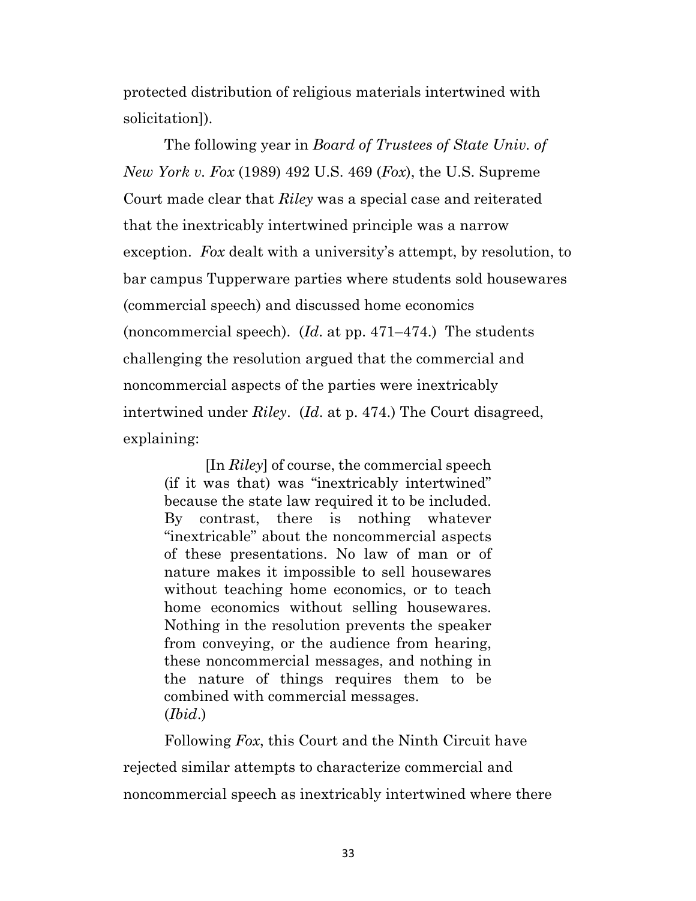protected distribution of religious materials intertwined with solicitation]).

The following year in *Board of Trustees of State Univ. of New York v. Fox* (1989) 492 U.S. 469 (*Fox*), the U.S. Supreme Court made clear that *Riley* was a special case and reiterated that the inextricably intertwined principle was a narrow exception. *Fox* dealt with a university's attempt, by resolution, to bar campus Tupperware parties where students sold housewares (commercial speech) and discussed home economics (noncommercial speech). (*Id*. at pp. 471–474.) The students challenging the resolution argued that the commercial and noncommercial aspects of the parties were inextricably intertwined under *Riley*. (*Id*. at p. 474.) The Court disagreed, explaining:

> [In *Riley*] of course, the commercial speech (if it was that) was "inextricably intertwined" because the state law required it to be included. By contrast, there is nothing whatever "inextricable" about the noncommercial aspects of these presentations. No law of man or of nature makes it impossible to sell housewares without teaching home economics, or to teach home economics without selling housewares. Nothing in the resolution prevents the speaker from conveying, or the audience from hearing, these noncommercial messages, and nothing in the nature of things requires them to be combined with commercial messages. (*Ibid*.)

Following *Fox*, this Court and the Ninth Circuit have rejected similar attempts to characterize commercial and noncommercial speech as inextricably intertwined where there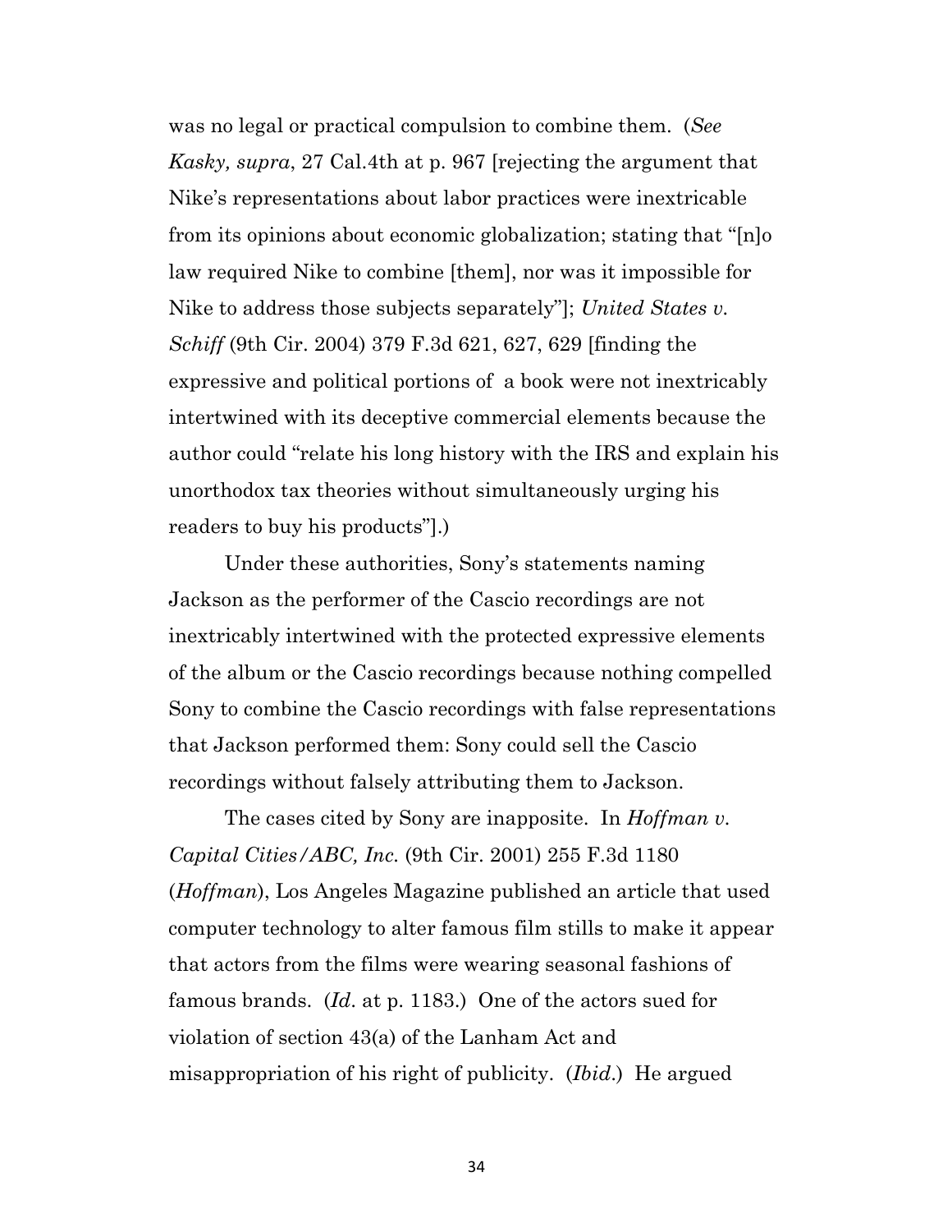was no legal or practical compulsion to combine them. (*See Kasky, supra*, 27 Cal.4th at p. 967 [rejecting the argument that Nike's representations about labor practices were inextricable from its opinions about economic globalization; stating that "[n]o law required Nike to combine [them], nor was it impossible for Nike to address those subjects separately"]; *United States v. Schiff* (9th Cir. 2004) 379 F.3d 621, 627, 629 [finding the expressive and political portions of a book were not inextricably intertwined with its deceptive commercial elements because the author could "relate his long history with the IRS and explain his unorthodox tax theories without simultaneously urging his readers to buy his products"].)

Under these authorities, Sony's statements naming Jackson as the performer of the Cascio recordings are not inextricably intertwined with the protected expressive elements of the album or the Cascio recordings because nothing compelled Sony to combine the Cascio recordings with false representations that Jackson performed them: Sony could sell the Cascio recordings without falsely attributing them to Jackson.

The cases cited by Sony are inapposite. In *Hoffman v. Capital Cities/ABC, Inc.* (9th Cir. 2001) 255 F.3d 1180 (*Hoffman*), Los Angeles Magazine published an article that used computer technology to alter famous film stills to make it appear that actors from the films were wearing seasonal fashions of famous brands. (*Id*. at p. 1183.) One of the actors sued for violation of section 43(a) of the Lanham Act and misappropriation of his right of publicity. (*Ibid*.) He argued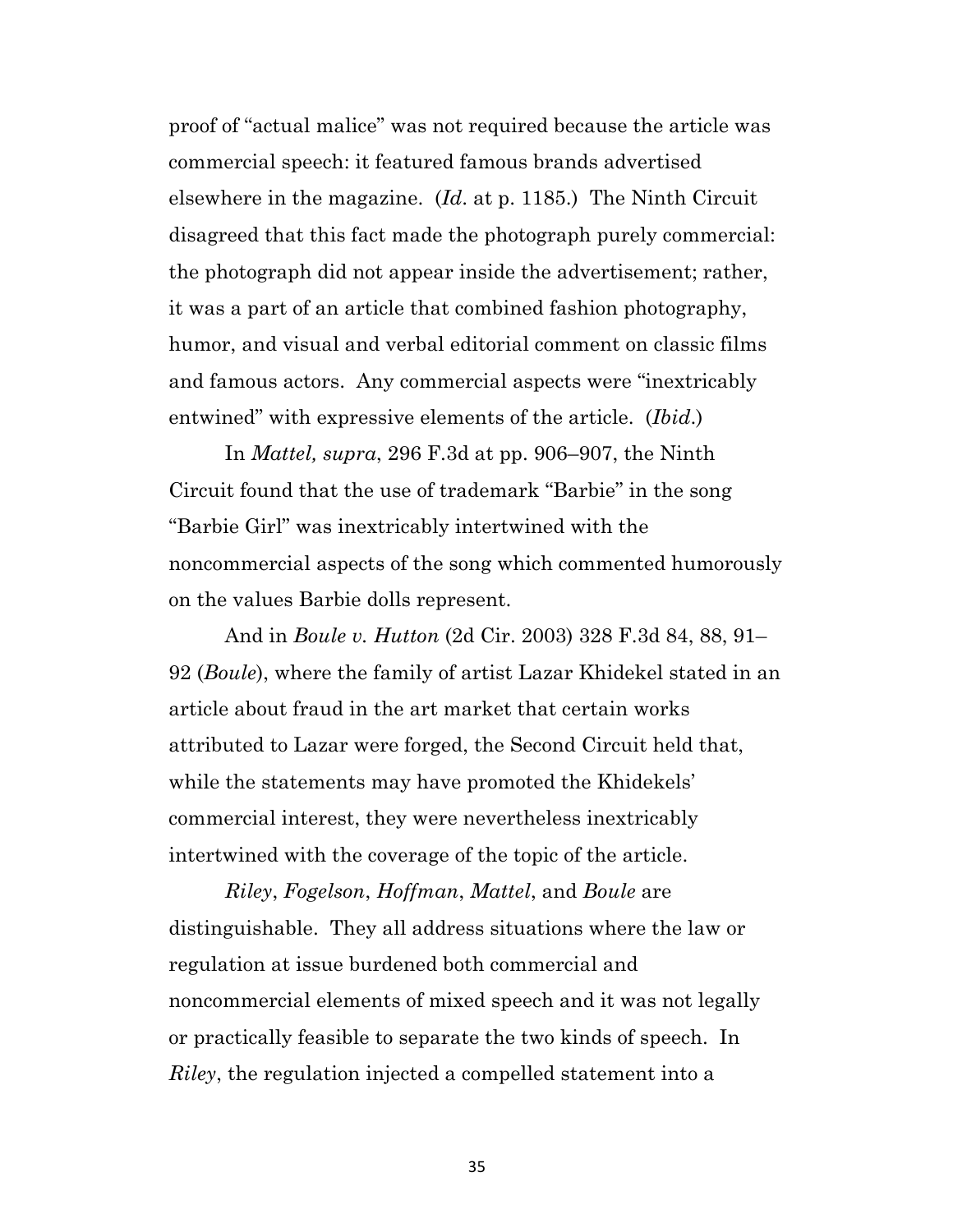proof of "actual malice" was not required because the article was commercial speech: it featured famous brands advertised elsewhere in the magazine. (*Id*. at p. 1185.) The Ninth Circuit disagreed that this fact made the photograph purely commercial: the photograph did not appear inside the advertisement; rather, it was a part of an article that combined fashion photography, humor, and visual and verbal editorial comment on classic films and famous actors. Any commercial aspects were "inextricably entwined" with expressive elements of the article. (*Ibid*.)

In *Mattel, supra*, 296 F.3d at pp. 906–907, the Ninth Circuit found that the use of trademark "Barbie" in the song "Barbie Girl" was inextricably intertwined with the noncommercial aspects of the song which commented humorously on the values Barbie dolls represent.

And in *Boule v. Hutton* (2d Cir. 2003) 328 F.3d 84, 88, 91–92 (*Boule*), where the family of artist Lazar Khidekel stated in an article about fraud in the art market that certain works attributed to Lazar were forged, the Second Circuit held that, while the statements may have promoted the Khidekels' commercial interest, they were nevertheless inextricably intertwined with the coverage of the topic of the article.

*Riley*, *Fogelson*, *Hoffman*, *Mattel*, and *Boule* are distinguishable. They all address situations where the law or regulation at issue burdened both commercial and noncommercial elements of mixed speech and it was not legally or practically feasible to separate the two kinds of speech. In *Riley*, the regulation injected a compelled statement into a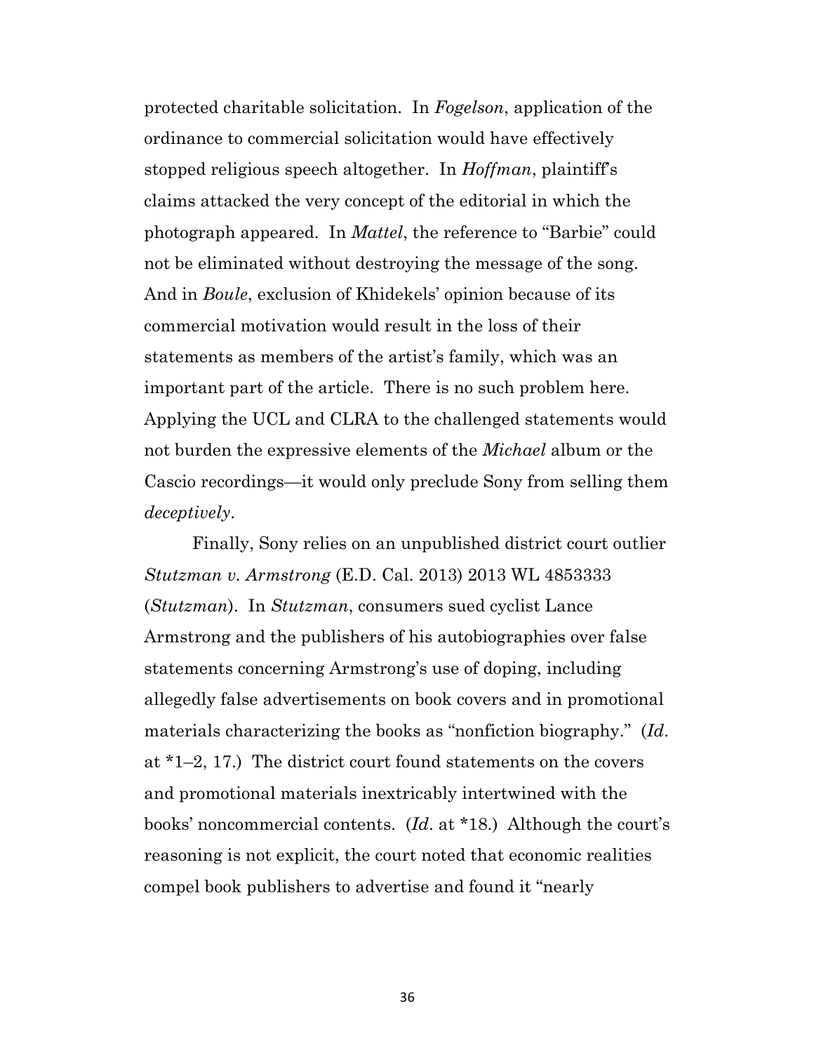protected charitable solicitation. In *Fogelson*, application of the ordinance to commercial solicitation would have effectively stopped religious speech altogether. In *Hoffman*, plaintiff's claims attacked the very concept of the editorial in which the photograph appeared. In *Mattel*, the reference to "Barbie" could not be eliminated without destroying the message of the song. And in *Boule*, exclusion of Khidekels' opinion because of its commercial motivation would result in the loss of their statements as members of the artist's family, which was an important part of the article. There is no such problem here. Applying the UCL and CLRA to the challenged statements would not burden the expressive elements of the *Michael* album or the Cascio recordings—it would only preclude Sony from selling them *deceptively*.

Finally, Sony relies on an unpublished district court outlier *Stutzman v. Armstrong* (E.D. Cal. 2013) 2013 WL 4853333 (*Stutzman*). In *Stutzman*, consumers sued cyclist Lance Armstrong and the publishers of his autobiographies over false statements concerning Armstrong's use of doping, including allegedly false advertisements on book covers and in promotional materials characterizing the books as "nonfiction biography." (*Id*. at *1–2, 17.) The district court found statements on the covers and promotional materials inextricably intertwined with the books' noncommercial contents. (*Id*. at *18.) Although the court's reasoning is not explicit, the court noted that economic realities compel book publishers to advertise and found it "nearly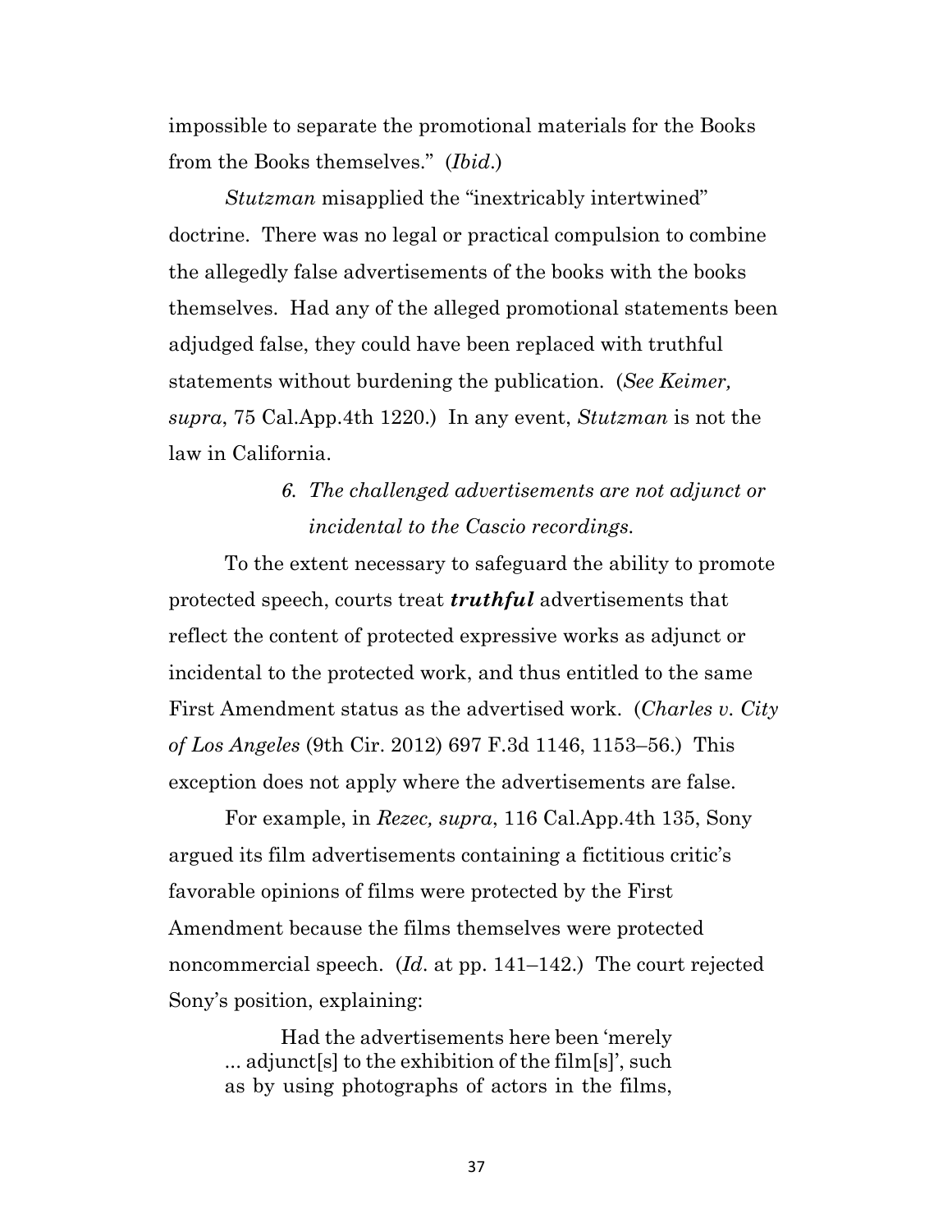impossible to separate the promotional materials for the Books from the Books themselves." (*Ibid*.)

*Stutzman* misapplied the "inextricably intertwined" doctrine. There was no legal or practical compulsion to combine the allegedly false advertisements of the books with the books themselves. Had any of the alleged promotional statements been adjudged false, they could have been replaced with truthful statements without burdening the publication. (*See Keimer, supra*, 75 Cal.App.4th 1220.) In any event, *Stutzman* is not the law in California.

#### *6. The challenged advertisements are not adjunct or incidental to the Cascio recordings.*

To the extent necessary to safeguard the ability to promote protected speech, courts treat ***truthful*** advertisements that reflect the content of protected expressive works as adjunct or incidental to the protected work, and thus entitled to the same First Amendment status as the advertised work. (*Charles v. City of Los Angeles* (9th Cir. 2012) 697 F.3d 1146, 1153–56.) This exception does not apply where the advertisements are false.

For example, in *Rezec, supra*, 116 Cal.App.4th 135, Sony argued its film advertisements containing a fictitious critic's favorable opinions of films were protected by the First Amendment because the films themselves were protected noncommercial speech. (*Id*. at pp. 141–142.) The court rejected Sony's position, explaining:

> Had the advertisements here been 'merely ... adjunct[s] to the exhibition of the film[s]', such as by using photographs of actors in the films,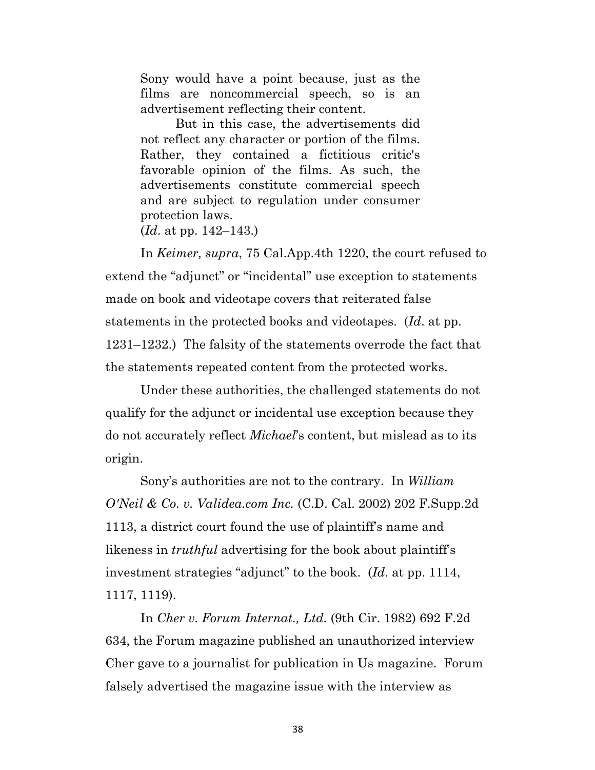> Sony would have a point because, just as the films are noncommercial speech, so is an advertisement reflecting their content.
>
> But in this case, the advertisements did not reflect any character or portion of the films. Rather, they contained a fictitious critic's favorable opinion of the films. As such, the advertisements constitute commercial speech and are subject to regulation under consumer protection laws.
>
> (*Id*. at pp. 142–143.)

In *Keimer, supra*, 75 Cal.App.4th 1220, the court refused to extend the "adjunct" or "incidental" use exception to statements made on book and videotape covers that reiterated false statements in the protected books and videotapes. (*Id*. at pp. 1231–1232.) The falsity of the statements overrode the fact that the statements repeated content from the protected works.

Under these authorities, the challenged statements do not qualify for the adjunct or incidental use exception because they do not accurately reflect *Michael*'s content, but mislead as to its origin.

Sony's authorities are not to the contrary. In *William O'Neil & Co. v. Validea.com Inc.* (C.D. Cal. 2002) 202 F.Supp.2d 1113, a district court found the use of plaintiff's name and likeness in *truthful* advertising for the book about plaintiff's investment strategies "adjunct" to the book. (*Id*. at pp. 1114, 1117, 1119).

In *Cher v. Forum Internat., Ltd.* (9th Cir. 1982) 692 F.2d 634, the Forum magazine published an unauthorized interview Cher gave to a journalist for publication in Us magazine. Forum falsely advertised the magazine issue with the interview as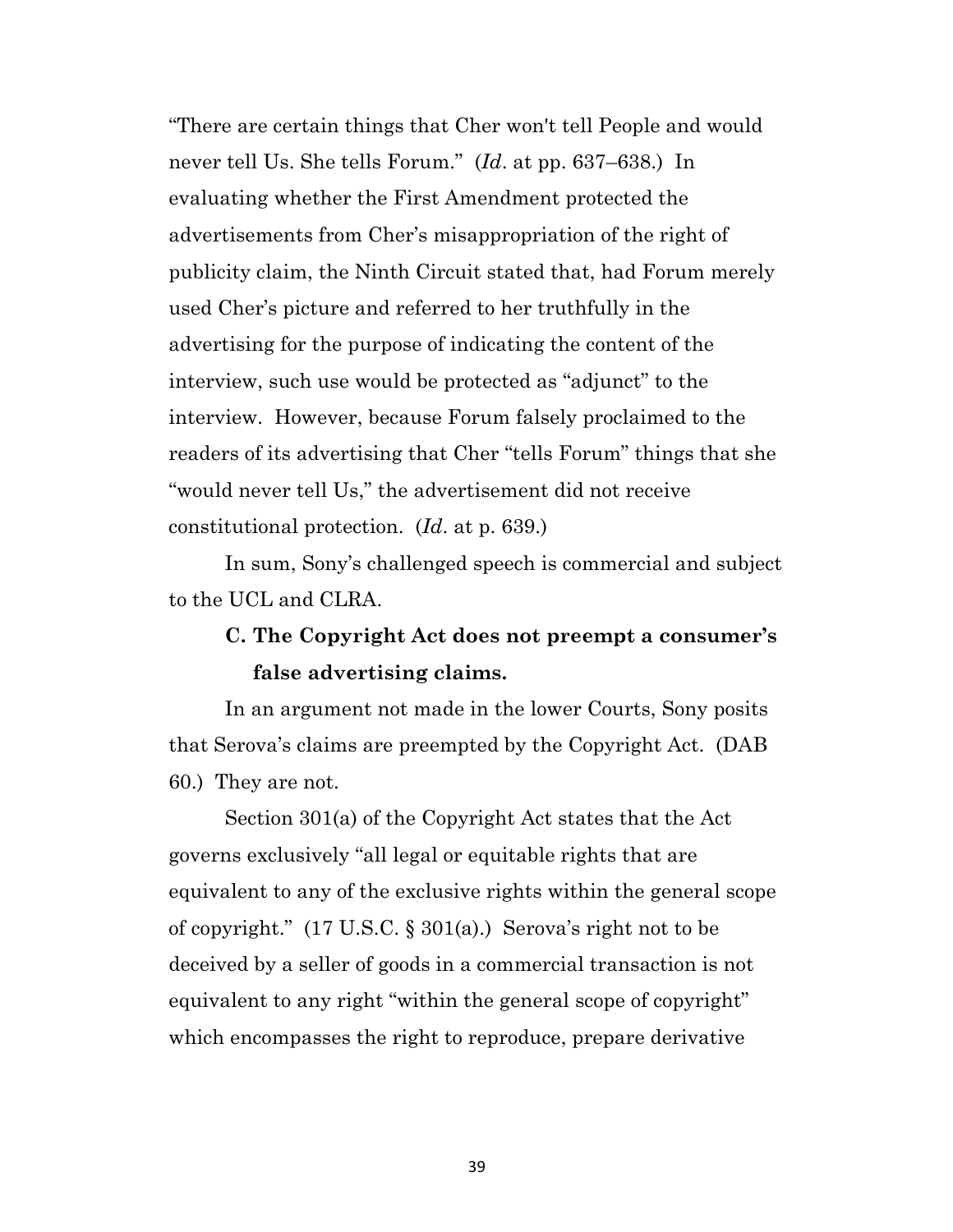"There are certain things that Cher won't tell People and would never tell Us. She tells Forum." (*Id*. at pp. 637–638.) In evaluating whether the First Amendment protected the advertisements from Cher's misappropriation of the right of publicity claim, the Ninth Circuit stated that, had Forum merely used Cher's picture and referred to her truthfully in the advertising for the purpose of indicating the content of the interview, such use would be protected as "adjunct" to the interview. However, because Forum falsely proclaimed to the readers of its advertising that Cher "tells Forum" things that she "would never tell Us," the advertisement did not receive constitutional protection. (*Id*. at p. 639.)

In sum, Sony's challenged speech is commercial and subject to the UCL and CLRA.

### C. The Copyright Act does not preempt a consumer's false advertising claims.

In an argument not made in the lower Courts, Sony posits that Serova's claims are preempted by the Copyright Act. (DAB 60.) They are not.

Section 301(a) of the Copyright Act states that the Act governs exclusively "all legal or equitable rights that are equivalent to any of the exclusive rights within the general scope of copyright." (17 U.S.C. § 301(a).) Serova's right not to be deceived by a seller of goods in a commercial transaction is not equivalent to any right "within the general scope of copyright" which encompasses the right to reproduce, prepare derivative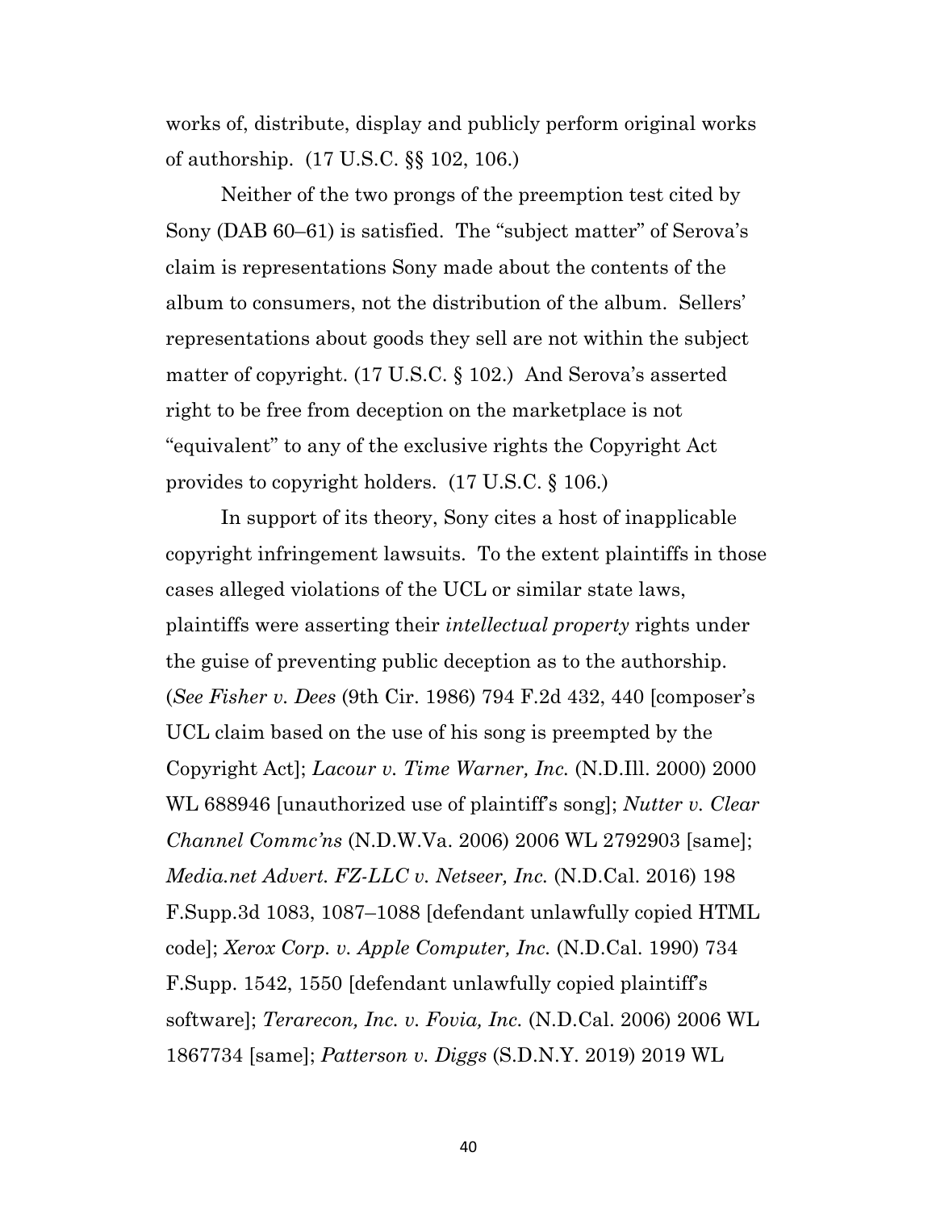works of, distribute, display and publicly perform original works of authorship. (17 U.S.C. §§ 102, 106.)

Neither of the two prongs of the preemption test cited by Sony (DAB 60–61) is satisfied. The "subject matter" of Serova's claim is representations Sony made about the contents of the album to consumers, not the distribution of the album. Sellers' representations about goods they sell are not within the subject matter of copyright. (17 U.S.C. § 102.) And Serova's asserted right to be free from deception on the marketplace is not "equivalent" to any of the exclusive rights the Copyright Act provides to copyright holders. (17 U.S.C. § 106.)

In support of its theory, Sony cites a host of inapplicable copyright infringement lawsuits. To the extent plaintiffs in those cases alleged violations of the UCL or similar state laws, plaintiffs were asserting their *intellectual property* rights under the guise of preventing public deception as to the authorship. (*See Fisher v. Dees* (9th Cir. 1986) 794 F.2d 432, 440 [composer's UCL claim based on the use of his song is preempted by the Copyright Act]; *Lacour v. Time Warner, Inc.* (N.D.Ill. 2000) 2000 WL 688946 [unauthorized use of plaintiff's song]; *Nutter v. Clear Channel Commc'ns* (N.D.W.Va. 2006) 2006 WL 2792903 [same]; *Media.net Advert. FZ-LLC v. Netseer, Inc.* (N.D.Cal. 2016) 198 F.Supp.3d 1083, 1087–1088 [defendant unlawfully copied HTML code]; *Xerox Corp. v. Apple Computer, Inc.* (N.D.Cal. 1990) 734 F.Supp. 1542, 1550 [defendant unlawfully copied plaintiff's software]; *Terarecon, Inc. v. Fovia, Inc.* (N.D.Cal. 2006) 2006 WL 1867734 [same]; *Patterson v. Diggs* (S.D.N.Y. 2019) 2019 WL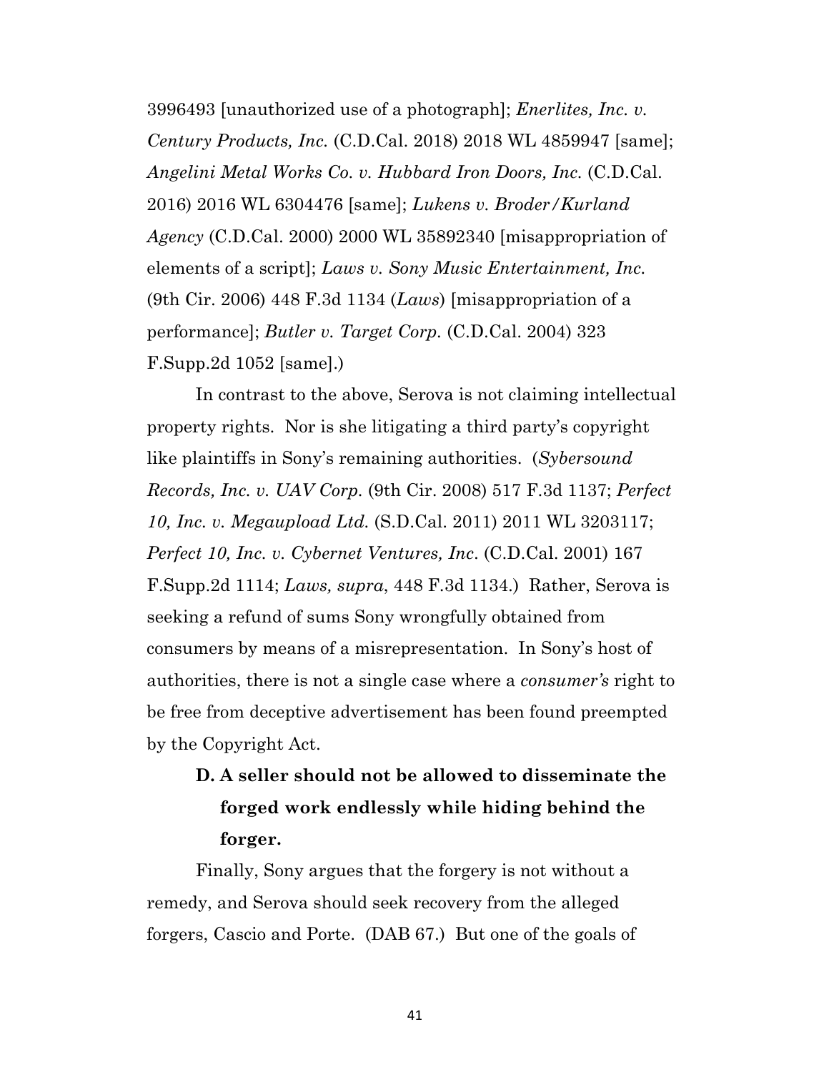3996493 [unauthorized use of a photograph]; *Enerlites, Inc. v. Century Products, Inc.* (C.D.Cal. 2018) 2018 WL 4859947 [same]; *Angelini Metal Works Co. v. Hubbard Iron Doors, Inc.* (C.D.Cal. 2016) 2016 WL 6304476 [same]; *Lukens v. Broder/Kurland Agency* (C.D.Cal. 2000) 2000 WL 35892340 [misappropriation of elements of a script]; *Laws v. Sony Music Entertainment, Inc.* (9th Cir. 2006) 448 F.3d 1134 (*Laws*) [misappropriation of a performance]; *Butler v. Target Corp.* (C.D.Cal. 2004) 323 F.Supp.2d 1052 [same].)

In contrast to the above, Serova is not claiming intellectual property rights. Nor is she litigating a third party's copyright like plaintiffs in Sony's remaining authorities. (*Sybersound Records, Inc. v. UAV Corp.* (9th Cir. 2008) 517 F.3d 1137; *Perfect 10, Inc. v. Megaupload Ltd.* (S.D.Cal. 2011) 2011 WL 3203117; *Perfect 10, Inc. v. Cybernet Ventures, Inc*. (C.D.Cal. 2001) 167 F.Supp.2d 1114; *Laws, supra*, 448 F.3d 1134.) Rather, Serova is seeking a refund of sums Sony wrongfully obtained from consumers by means of a misrepresentation. In Sony's host of authorities, there is not a single case where a *consumer's* right to be free from deceptive advertisement has been found preempted by the Copyright Act.

**D. A seller should not be allowed to disseminate the forged work endlessly while hiding behind the forger.**

Finally, Sony argues that the forgery is not without a remedy, and Serova should seek recovery from the alleged forgers, Cascio and Porte. (DAB 67.) But one of the goals of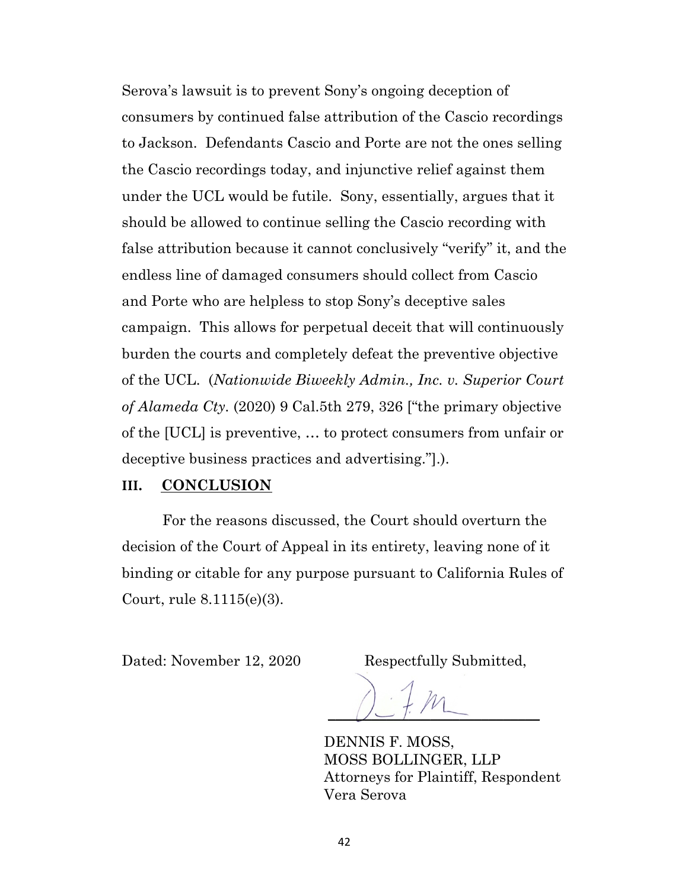Serova's lawsuit is to prevent Sony's ongoing deception of consumers by continued false attribution of the Cascio recordings to Jackson. Defendants Cascio and Porte are not the ones selling the Cascio recordings today, and injunctive relief against them under the UCL would be futile. Sony, essentially, argues that it should be allowed to continue selling the Cascio recording with false attribution because it cannot conclusively "verify" it, and the endless line of damaged consumers should collect from Cascio and Porte who are helpless to stop Sony's deceptive sales campaign. This allows for perpetual deceit that will continuously burden the courts and completely defeat the preventive objective of the UCL. (*Nationwide Biweekly Admin., Inc. v. Superior Court of Alameda Cty.* (2020) 9 Cal.5th 279, 326 ["the primary objective of the [UCL] is preventive, … to protect consumers from unfair or deceptive business practices and advertising."].).

## III. CONCLUSION

For the reasons discussed, the Court should overturn the decision of the Court of Appeal in its entirety, leaving none of it binding or citable for any purpose pursuant to California Rules of Court, rule 8.1115(e)(3).

Dated: November 12, 2020

Respectfully Submitted,

DENNIS F. MOSS,
MOSS BOLLINGER, LLP
Attorneys for Plaintiff, Respondent
Vera Serova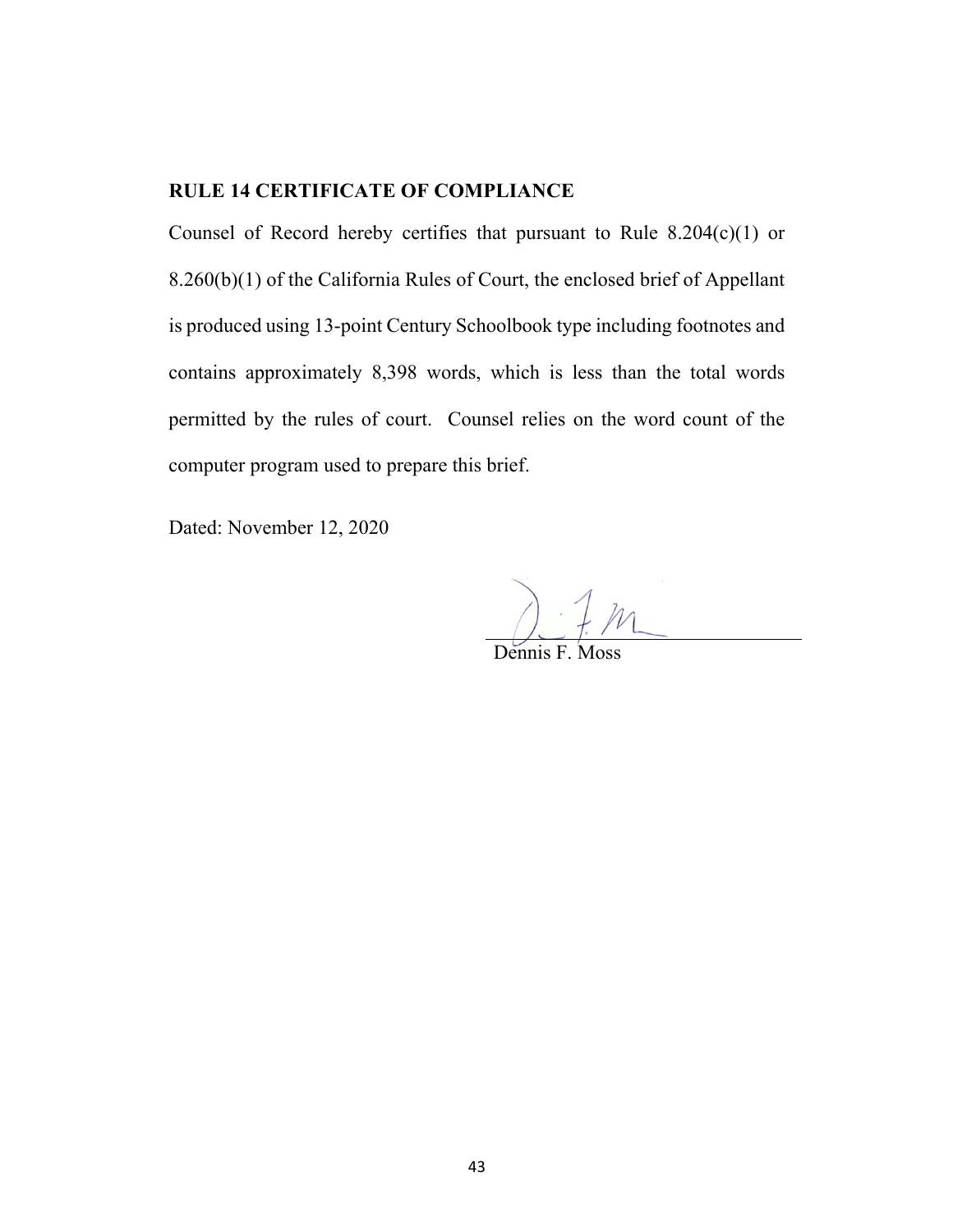## RULE 14 CERTIFICATE OF COMPLIANCE

Counsel of Record hereby certifies that pursuant to Rule 8.204(c)(1) or 8.260(b)(1) of the California Rules of Court, the enclosed brief of Appellant is produced using 13-point Century Schoolbook type including footnotes and contains approximately 8,398 words, which is less than the total words permitted by the rules of court. Counsel relies on the word count of the computer program used to prepare this brief.

Dated: November 12, 2020

Dennis F. Moss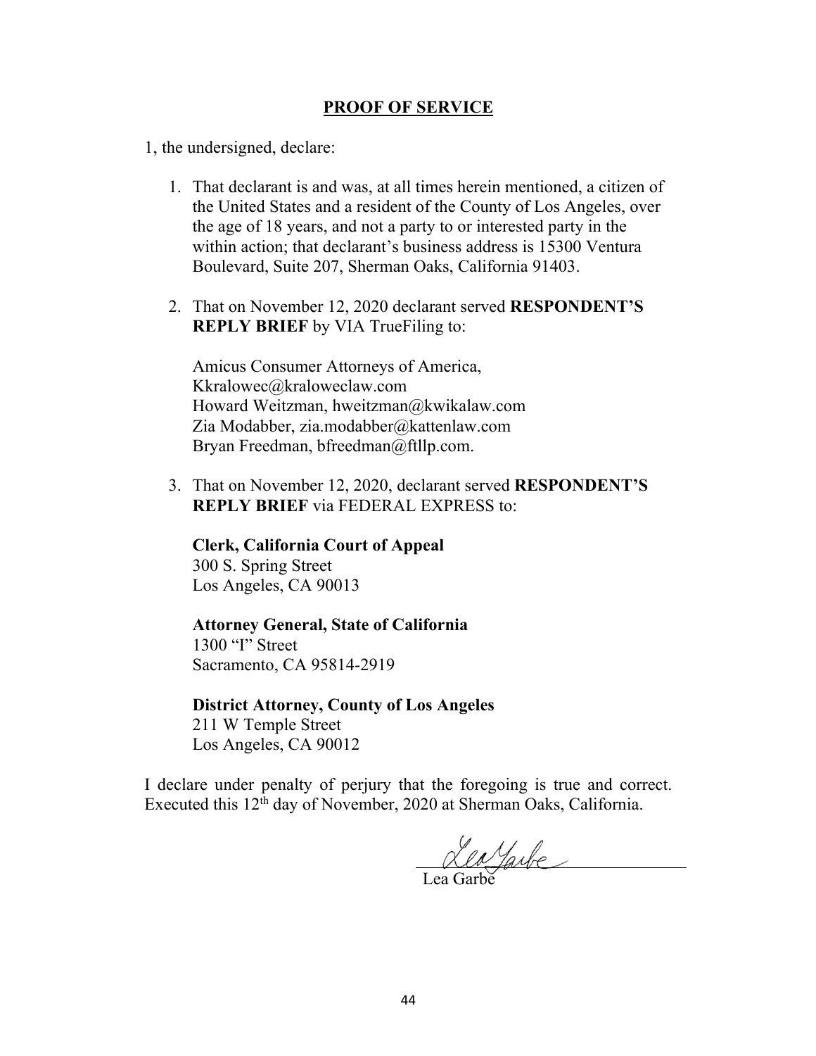**PROOF OF SERVICE**

1, the undersigned, declare:

1. That declarant is and was, at all times herein mentioned, a citizen of the United States and a resident of the County of Los Angeles, over the age of 18 years, and not a party to or interested party in the within action; that declarant's business address is 15300 Ventura Boulevard, Suite 207, Sherman Oaks, California 91403.

2. That on November 12, 2020 declarant served **RESPONDENT'S REPLY BRIEF** by VIA TrueFiling to:

   Amicus Consumer Attorneys of America, Kkralowec@kraloweclaw.com
   Howard Weitzman, hweitzman@kwikalaw.com
   Zia Modabber, zia.modabber@kattenlaw.com
   Bryan Freedman, bfreedman@ftllp.com.

3. That on November 12, 2020, declarant served **RESPONDENT'S REPLY BRIEF** via FEDERAL EXPRESS to:

   **Clerk, California Court of Appeal**
   300 S. Spring Street
   Los Angeles, CA 90013

   **Attorney General, State of California**
   1300 "I" Street
   Sacramento, CA 95814-2919

   **District Attorney, County of Los Angeles**
   211 W Temple Street
   Los Angeles, CA 90012

I declare under penalty of perjury that the foregoing is true and correct. Executed this 12th day of November, 2020 at Sherman Oaks, California.

Lea Garbe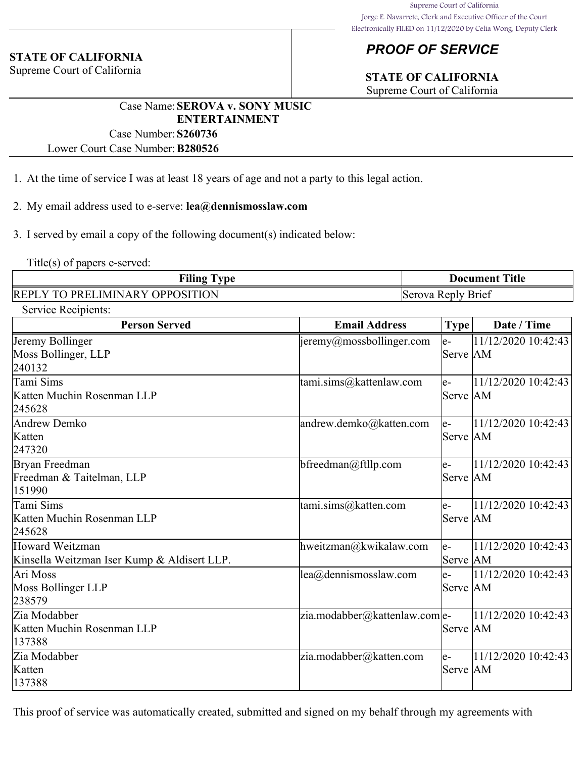Supreme Court of California
Jorge E. Navarrete, Clerk and Executive Officer of the Court
Electronically FILED on 11/12/2020 by Celia Wong, Deputy Clerk

**STATE OF CALIFORNIA**
Supreme Court of California

## *PROOF OF SERVICE*

**STATE OF CALIFORNIA**
Supreme Court of California

Case Name: **SEROVA v. SONY MUSIC ENTERTAINMENT**
Case Number: **S260736**
Lower Court Case Number: **B280526**

1. At the time of service I was at least 18 years of age and not a party to this legal action.

2. My email address used to e-serve: **lea@dennismosslaw.com**

3. I served by email a copy of the following document(s) indicated below:

Title(s) of papers e-served:

| Filing Type | Document Title |
|---|---|
| REPLY TO PRELIMINARY OPPOSITION | Serova Reply Brief |

Service Recipients:

| Person Served | Email Address | Type | Date / Time |
|---|---|---|---|
| Jeremy Bollinger<br>Moss Bollinger, LLP<br>240132 | jeremy@mossbollinger.com | e-Serve | 11/12/2020 10:42:43 AM |
| Tami Sims<br>Katten Muchin Rosenman LLP<br>245628 | tami.sims@kattenlaw.com | e-Serve | 11/12/2020 10:42:43 AM |
| Andrew Demko<br>Katten<br>247320 | andrew.demko@katten.com | e-Serve | 11/12/2020 10:42:43 AM |
| Bryan Freedman<br>Freedman & Taitelman, LLP<br>151990 | bfreedman@ftllp.com | e-Serve | 11/12/2020 10:42:43 AM |
| Tami Sims<br>Katten Muchin Rosenman LLP<br>245628 | tami.sims@katten.com | e-Serve | 11/12/2020 10:42:43 AM |
| Howard Weitzman<br>Kinsella Weitzman Iser Kump & Aldisert LLP. | hweitzman@kwikalaw.com | e-Serve | 11/12/2020 10:42:43 AM |
| Ari Moss<br>Moss Bollinger LLP<br>238579 | lea@dennismosslaw.com | e-Serve | 11/12/2020 10:42:43 AM |
| Zia Modabber<br>Katten Muchin Rosenman LLP<br>137388 | zia.modabber@kattenlaw.com | e-Serve | 11/12/2020 10:42:43 AM |
| Zia Modabber<br>Katten<br>137388 | zia.modabber@katten.com | e-Serve | 11/12/2020 10:42:43 AM |

This proof of service was automatically created, submitted and signed on my behalf through my agreements with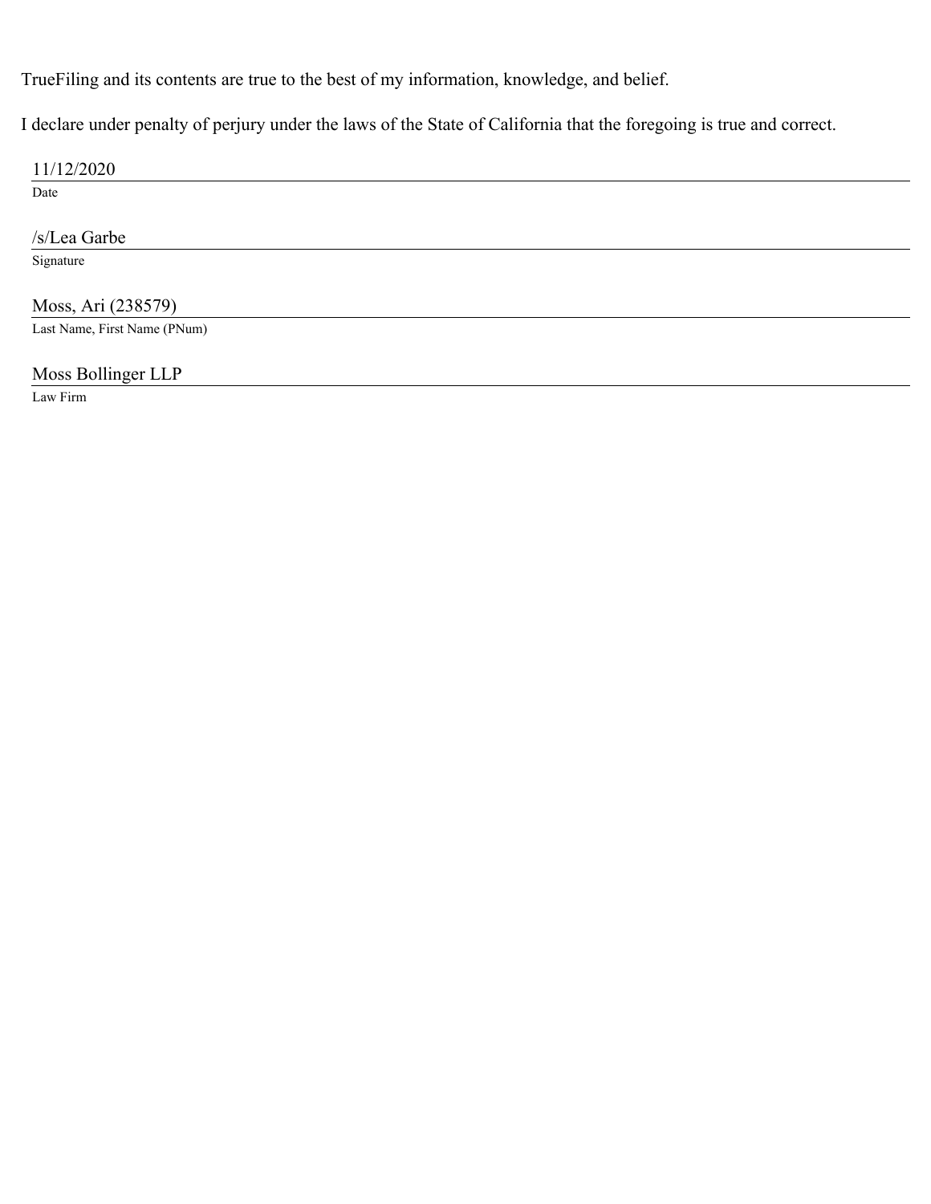TrueFiling and its contents are true to the best of my information, knowledge, and belief.

I declare under penalty of perjury under the laws of the State of California that the foregoing is true and correct.

11/12/2020
Date

/s/Lea Garbe
Signature

Moss, Ari (238579)
Last Name, First Name (PNum)

Moss Bollinger LLP
Law Firm